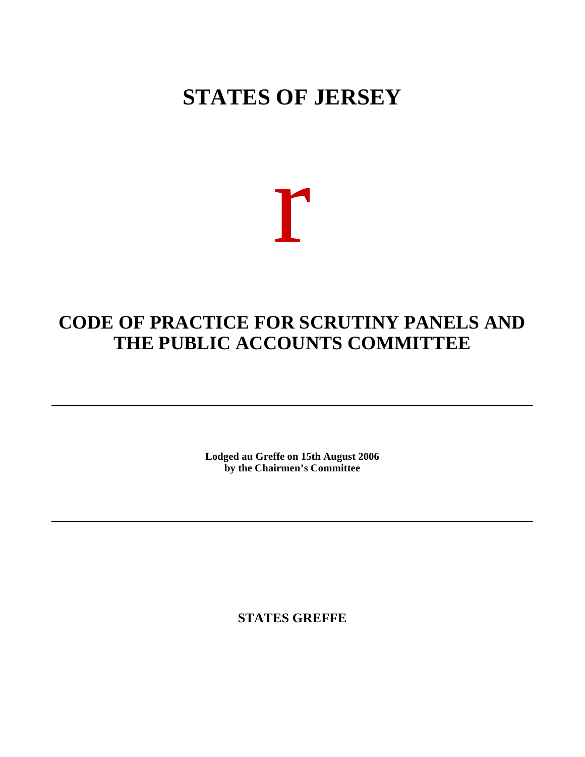# STATES OF JERSEY

r

# CODE OF PRACTICE FOR SCRUTINY PANELS AND THE PUBLIC ACCOUNTS COMMITTEE

---

**Lodged au Greffe on 15th August 2006**
**by the Chairmen's Committee**

---

**STATES GREFFE**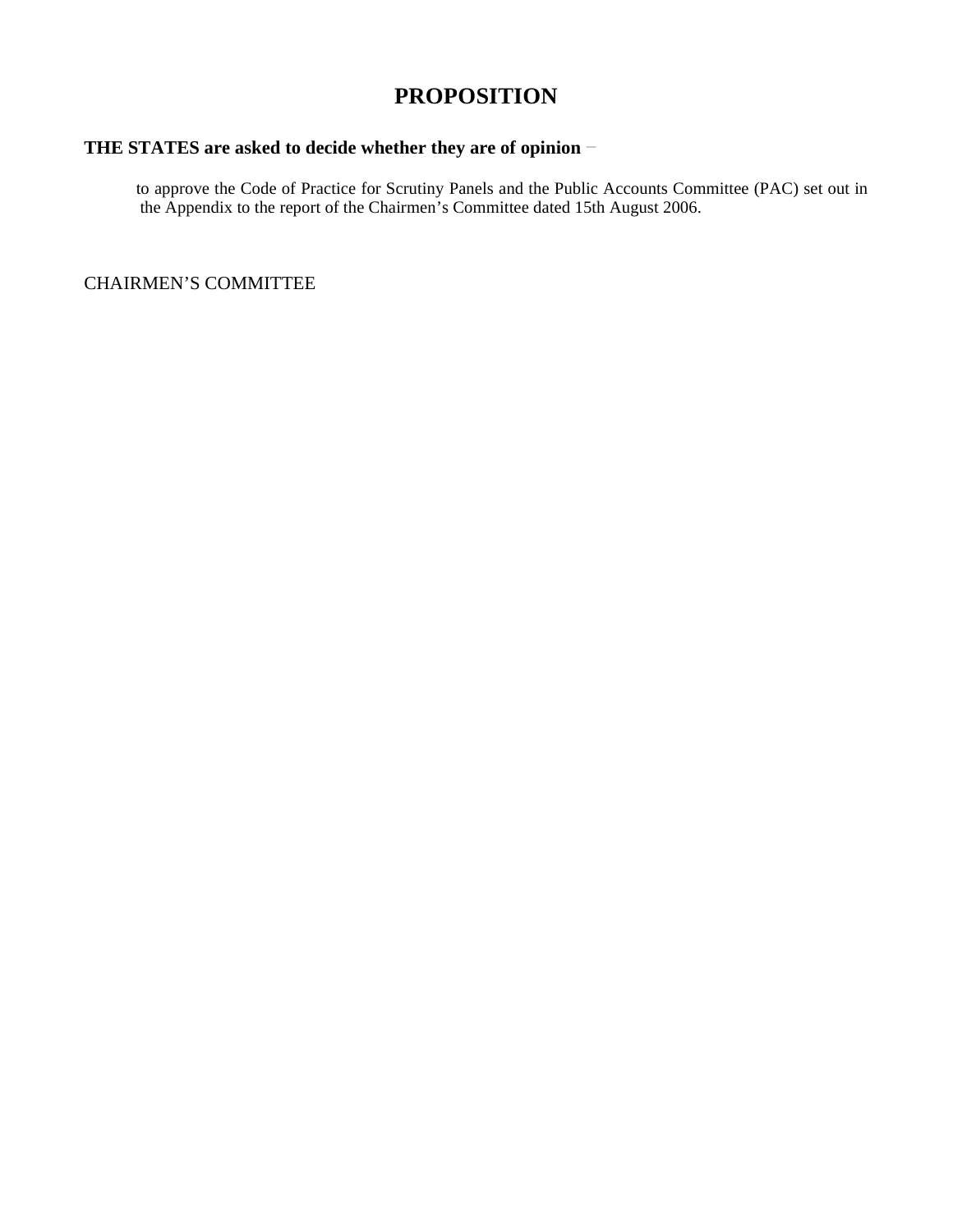# PROPOSITION

**THE STATES are asked to decide whether they are of opinion** −

to approve the Code of Practice for Scrutiny Panels and the Public Accounts Committee (PAC) set out in the Appendix to the report of the Chairmen's Committee dated 15th August 2006.

CHAIRMEN'S COMMITTEE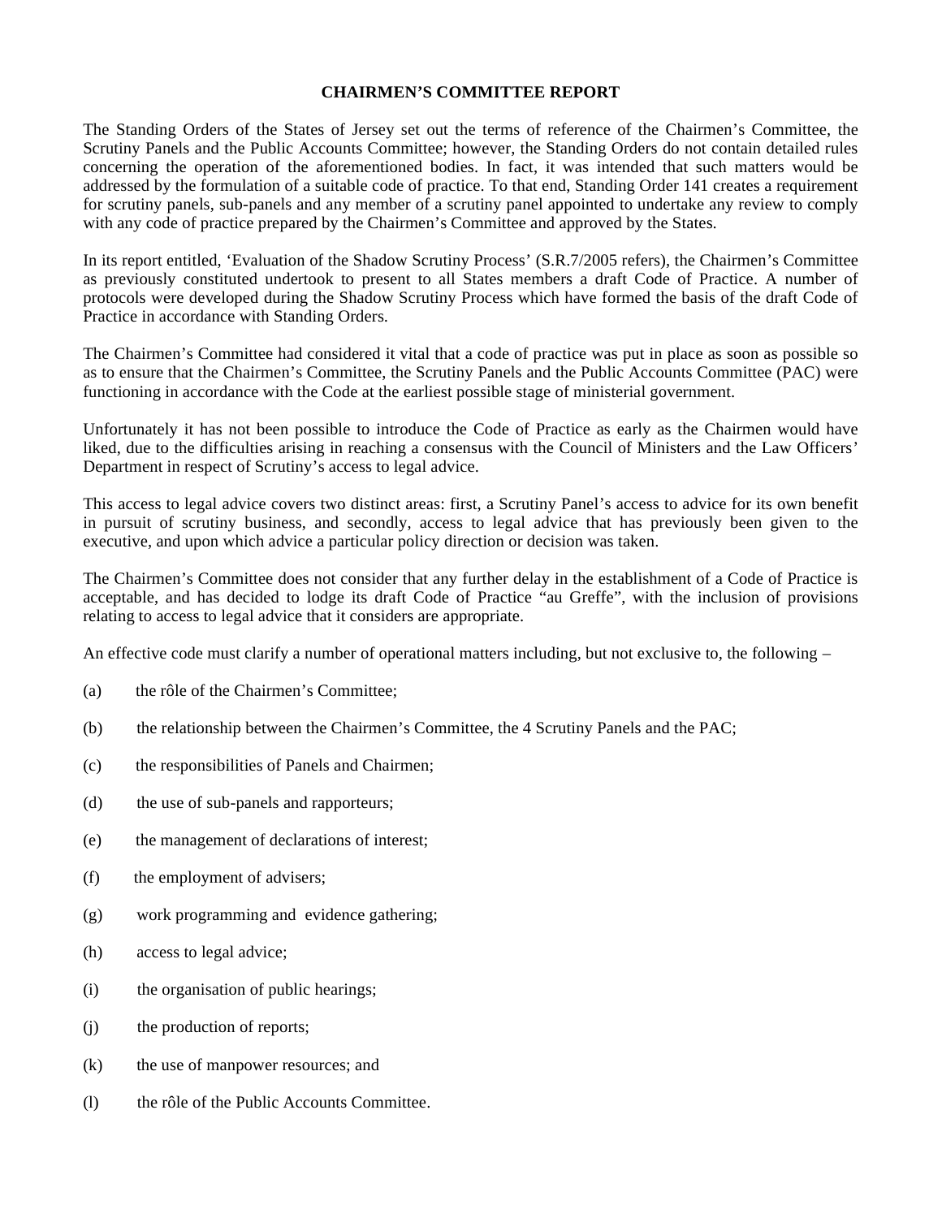# CHAIRMEN'S COMMITTEE REPORT

The Standing Orders of the States of Jersey set out the terms of reference of the Chairmen's Committee, the Scrutiny Panels and the Public Accounts Committee; however, the Standing Orders do not contain detailed rules concerning the operation of the aforementioned bodies. In fact, it was intended that such matters would be addressed by the formulation of a suitable code of practice. To that end, Standing Order 141 creates a requirement for scrutiny panels, sub-panels and any member of a scrutiny panel appointed to undertake any review to comply with any code of practice prepared by the Chairmen's Committee and approved by the States.

In its report entitled, 'Evaluation of the Shadow Scrutiny Process' (S.R.7/2005 refers), the Chairmen's Committee as previously constituted undertook to present to all States members a draft Code of Practice. A number of protocols were developed during the Shadow Scrutiny Process which have formed the basis of the draft Code of Practice in accordance with Standing Orders.

The Chairmen's Committee had considered it vital that a code of practice was put in place as soon as possible so as to ensure that the Chairmen's Committee, the Scrutiny Panels and the Public Accounts Committee (PAC) were functioning in accordance with the Code at the earliest possible stage of ministerial government.

Unfortunately it has not been possible to introduce the Code of Practice as early as the Chairmen would have liked, due to the difficulties arising in reaching a consensus with the Council of Ministers and the Law Officers' Department in respect of Scrutiny's access to legal advice.

This access to legal advice covers two distinct areas: first, a Scrutiny Panel's access to advice for its own benefit in pursuit of scrutiny business, and secondly, access to legal advice that has previously been given to the executive, and upon which advice a particular policy direction or decision was taken.

The Chairmen's Committee does not consider that any further delay in the establishment of a Code of Practice is acceptable, and has decided to lodge its draft Code of Practice "au Greffe", with the inclusion of provisions relating to access to legal advice that it considers are appropriate.

An effective code must clarify a number of operational matters including, but not exclusive to, the following –

(a) the rôle of the Chairmen's Committee;

(b) the relationship between the Chairmen's Committee, the 4 Scrutiny Panels and the PAC;

(c) the responsibilities of Panels and Chairmen;

(d) the use of sub-panels and rapporteurs;

(e) the management of declarations of interest;

(f) the employment of advisers;

(g) work programming and evidence gathering;

(h) access to legal advice;

(i) the organisation of public hearings;

(j) the production of reports;

(k) the use of manpower resources; and

(l) the rôle of the Public Accounts Committee.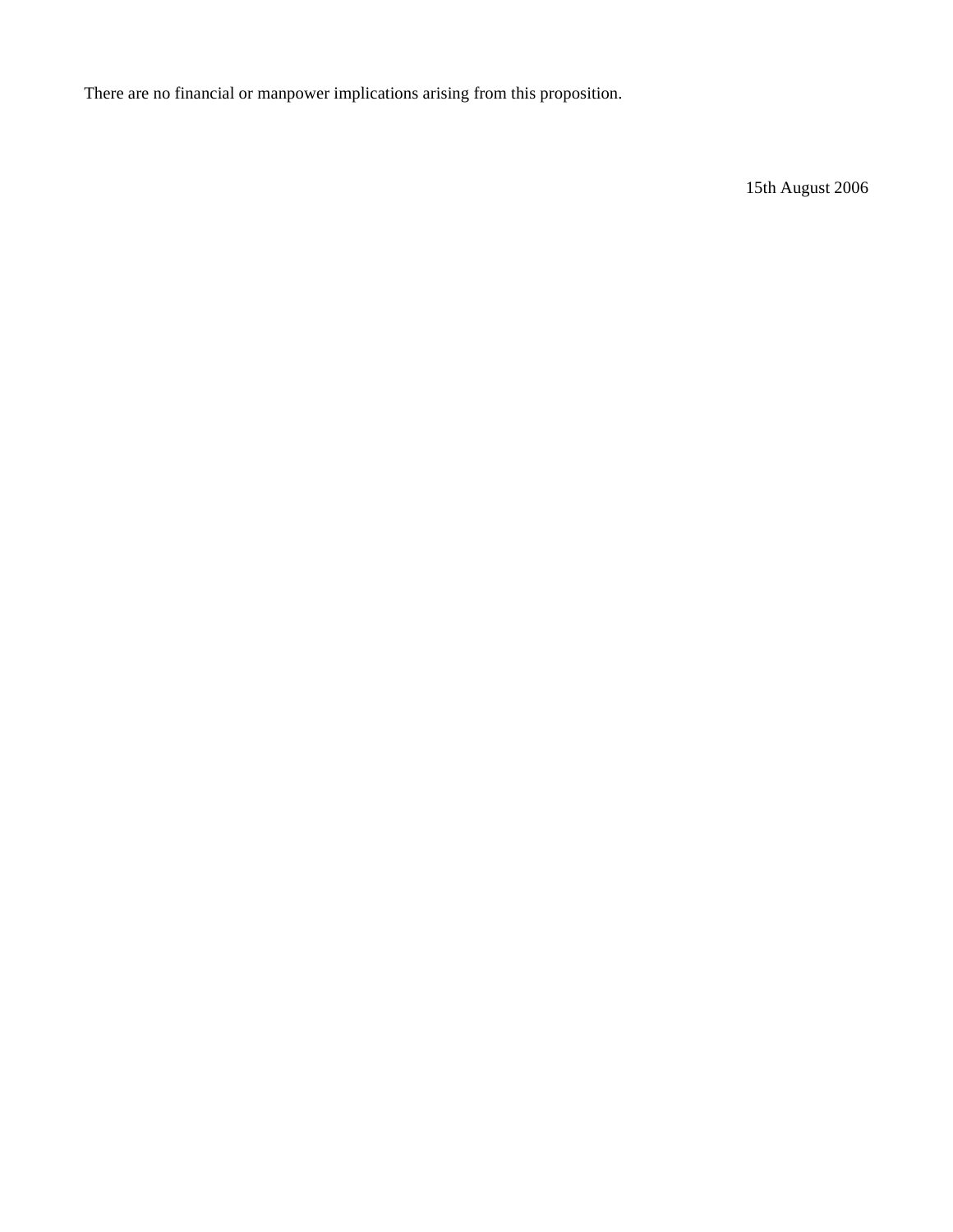There are no financial or manpower implications arising from this proposition.

15th August 2006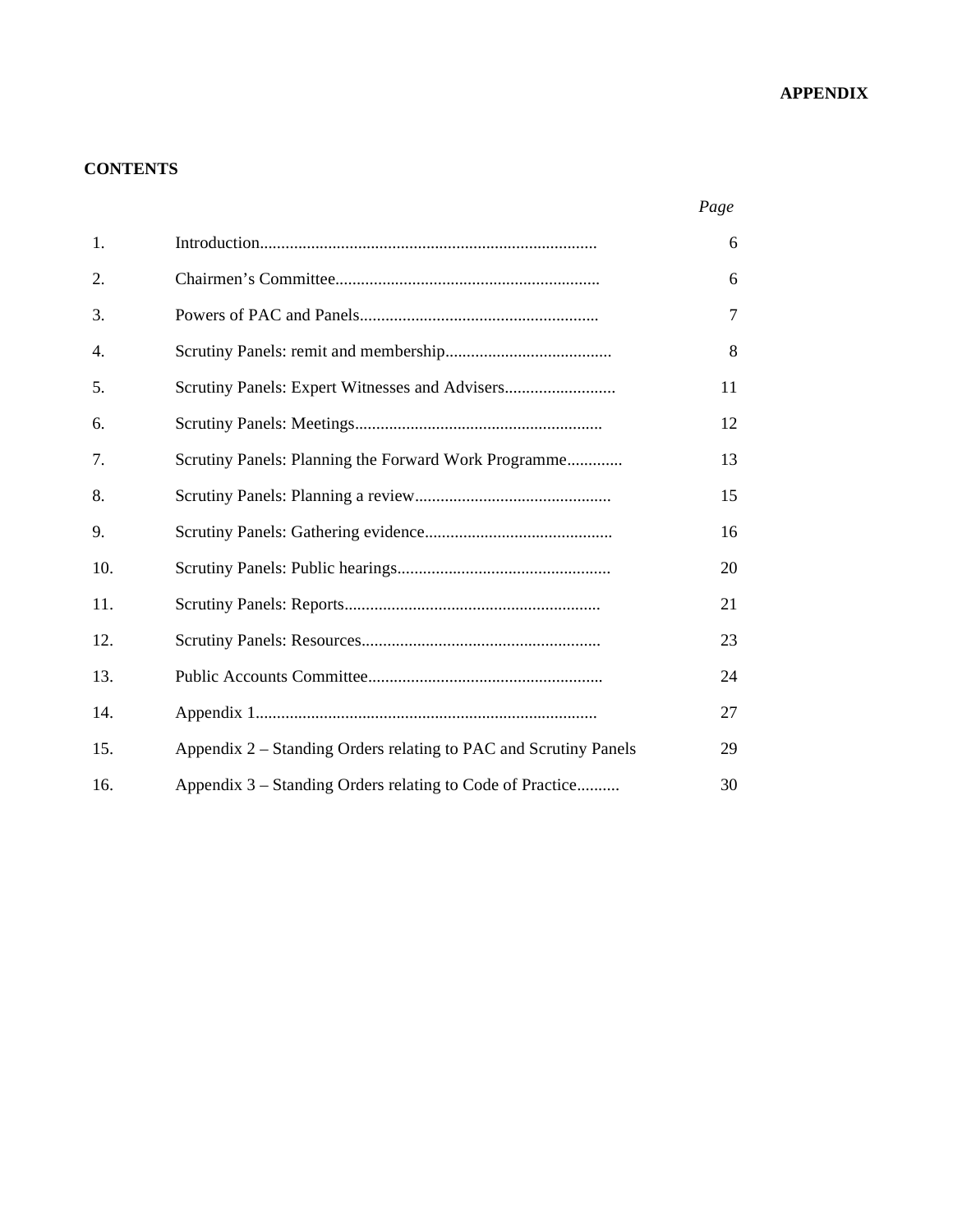**APPENDIX**

**CONTENTS**

| | | *Page* |
|---|---|---|
| 1. | Introduction............................................................................. | 6 |
| 2. | Chairmen's Committee............................................................ | 6 |
| 3. | Powers of PAC and Panels....................................................... | 7 |
| 4. | Scrutiny Panels: remit and membership...................................... | 8 |
| 5. | Scrutiny Panels: Expert Witnesses and Advisers.......................... | 11 |
| 6. | Scrutiny Panels: Meetings......................................................... | 12 |
| 7. | Scrutiny Panels: Planning the Forward Work Programme............. | 13 |
| 8. | Scrutiny Panels: Planning a review............................................. | 15 |
| 9. | Scrutiny Panels: Gathering evidence........................................... | 16 |
| 10. | Scrutiny Panels: Public hearings................................................. | 20 |
| 11. | Scrutiny Panels: Reports........................................................... | 21 |
| 12. | Scrutiny Panels: Resources....................................................... | 23 |
| 13. | Public Accounts Committee...................................................... | 24 |
| 14. | Appendix 1............................................................................... | 27 |
| 15. | Appendix 2 – Standing Orders relating to PAC and Scrutiny Panels | 29 |
| 16. | Appendix 3 – Standing Orders relating to Code of Practice.......... | 30 |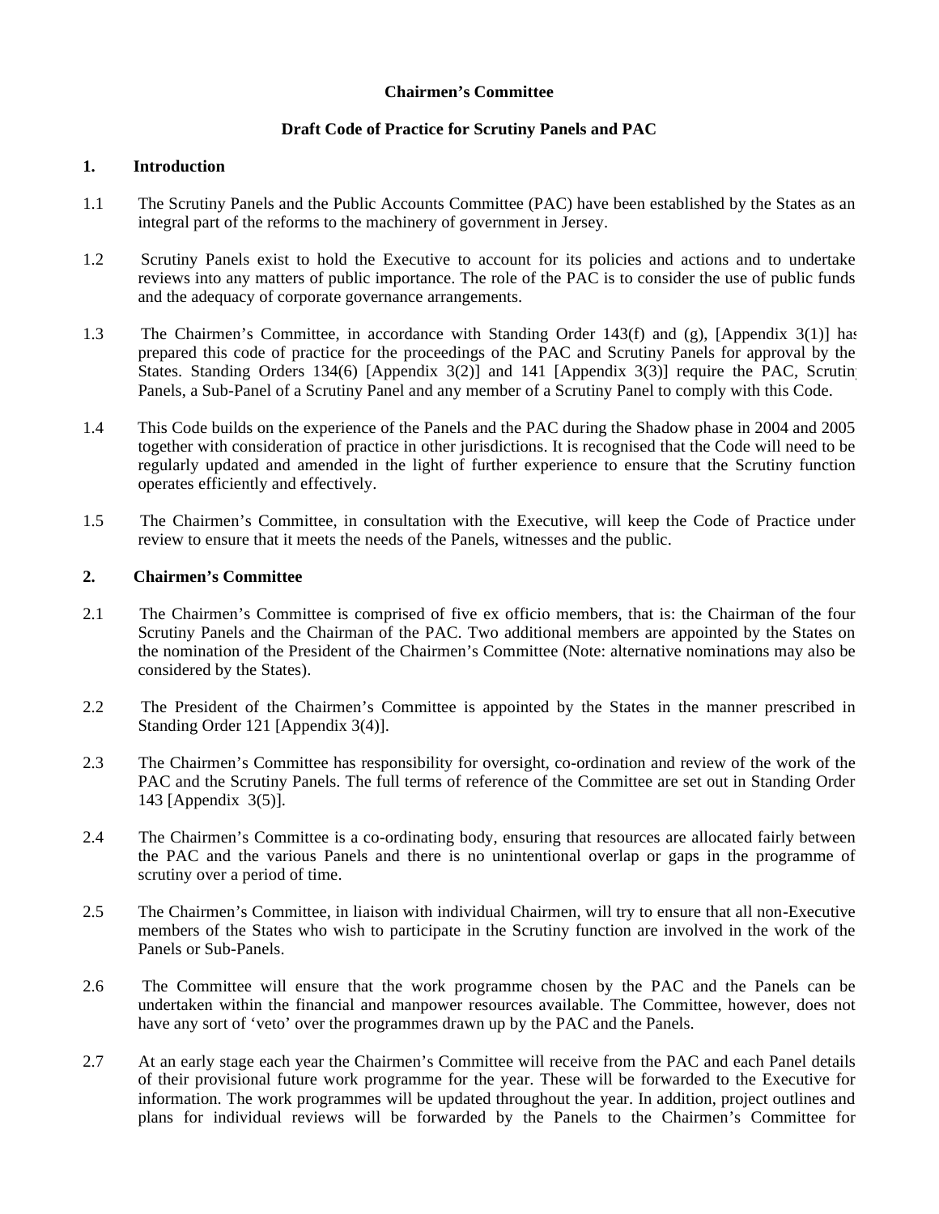**Chairmen's Committee**

**Draft Code of Practice for Scrutiny Panels and PAC**

## 1. Introduction

1.1 The Scrutiny Panels and the Public Accounts Committee (PAC) have been established by the States as an integral part of the reforms to the machinery of government in Jersey.

1.2 Scrutiny Panels exist to hold the Executive to account for its policies and actions and to undertake reviews into any matters of public importance. The role of the PAC is to consider the use of public funds and the adequacy of corporate governance arrangements.

1.3 The Chairmen's Committee, in accordance with Standing Order 143(f) and (g), [Appendix 3(1)] has prepared this code of practice for the proceedings of the PAC and Scrutiny Panels for approval by the States. Standing Orders 134(6) [Appendix 3(2)] and 141 [Appendix 3(3)] require the PAC, Scrutiny Panels, a Sub-Panel of a Scrutiny Panel and any member of a Scrutiny Panel to comply with this Code.

1.4 This Code builds on the experience of the Panels and the PAC during the Shadow phase in 2004 and 2005 together with consideration of practice in other jurisdictions. It is recognised that the Code will need to be regularly updated and amended in the light of further experience to ensure that the Scrutiny function operates efficiently and effectively.

1.5 The Chairmen's Committee, in consultation with the Executive, will keep the Code of Practice under review to ensure that it meets the needs of the Panels, witnesses and the public.

## 2. Chairmen's Committee

2.1 The Chairmen's Committee is comprised of five ex officio members, that is: the Chairman of the four Scrutiny Panels and the Chairman of the PAC. Two additional members are appointed by the States on the nomination of the President of the Chairmen's Committee (Note: alternative nominations may also be considered by the States).

2.2 The President of the Chairmen's Committee is appointed by the States in the manner prescribed in Standing Order 121 [Appendix 3(4)].

2.3 The Chairmen's Committee has responsibility for oversight, co-ordination and review of the work of the PAC and the Scrutiny Panels. The full terms of reference of the Committee are set out in Standing Order 143 [Appendix 3(5)].

2.4 The Chairmen's Committee is a co-ordinating body, ensuring that resources are allocated fairly between the PAC and the various Panels and there is no unintentional overlap or gaps in the programme of scrutiny over a period of time.

2.5 The Chairmen's Committee, in liaison with individual Chairmen, will try to ensure that all non-Executive members of the States who wish to participate in the Scrutiny function are involved in the work of the Panels or Sub-Panels.

2.6 The Committee will ensure that the work programme chosen by the PAC and the Panels can be undertaken within the financial and manpower resources available. The Committee, however, does not have any sort of 'veto' over the programmes drawn up by the PAC and the Panels.

2.7 At an early stage each year the Chairmen's Committee will receive from the PAC and each Panel details of their provisional future work programme for the year. These will be forwarded to the Executive for information. The work programmes will be updated throughout the year. In addition, project outlines and plans for individual reviews will be forwarded by the Panels to the Chairmen's Committee for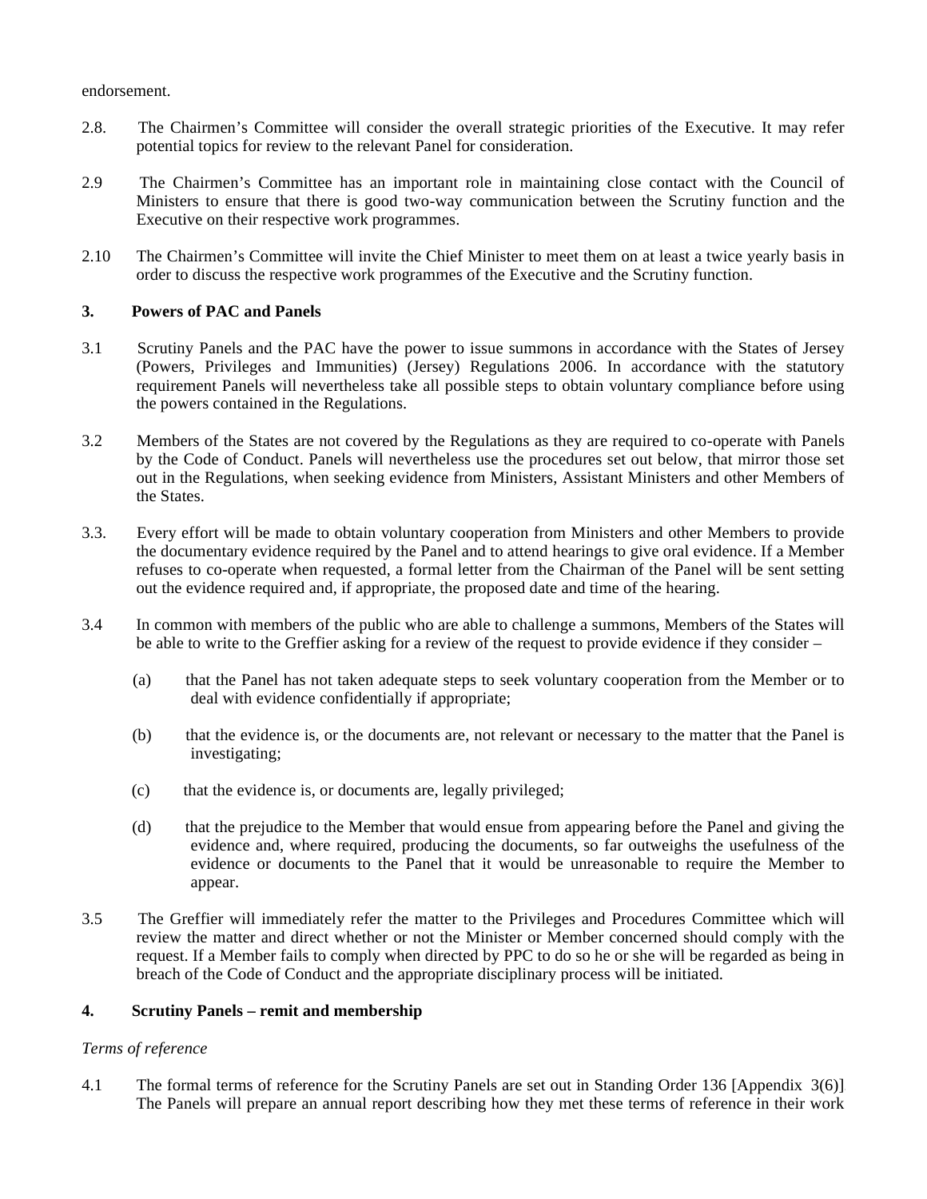endorsement.

2.8. The Chairmen's Committee will consider the overall strategic priorities of the Executive. It may refer potential topics for review to the relevant Panel for consideration.

2.9 The Chairmen's Committee has an important role in maintaining close contact with the Council of Ministers to ensure that there is good two-way communication between the Scrutiny function and the Executive on their respective work programmes.

2.10 The Chairmen's Committee will invite the Chief Minister to meet them on at least a twice yearly basis in order to discuss the respective work programmes of the Executive and the Scrutiny function.

## 3. Powers of PAC and Panels

3.1 Scrutiny Panels and the PAC have the power to issue summons in accordance with the States of Jersey (Powers, Privileges and Immunities) (Jersey) Regulations 2006. In accordance with the statutory requirement Panels will nevertheless take all possible steps to obtain voluntary compliance before using the powers contained in the Regulations.

3.2 Members of the States are not covered by the Regulations as they are required to co-operate with Panels by the Code of Conduct. Panels will nevertheless use the procedures set out below, that mirror those set out in the Regulations, when seeking evidence from Ministers, Assistant Ministers and other Members of the States.

3.3. Every effort will be made to obtain voluntary cooperation from Ministers and other Members to provide the documentary evidence required by the Panel and to attend hearings to give oral evidence. If a Member refuses to co-operate when requested, a formal letter from the Chairman of the Panel will be sent setting out the evidence required and, if appropriate, the proposed date and time of the hearing.

3.4 In common with members of the public who are able to challenge a summons, Members of the States will be able to write to the Greffier asking for a review of the request to provide evidence if they consider –

(a) that the Panel has not taken adequate steps to seek voluntary cooperation from the Member or to deal with evidence confidentially if appropriate;

(b) that the evidence is, or the documents are, not relevant or necessary to the matter that the Panel is investigating;

(c) that the evidence is, or documents are, legally privileged;

(d) that the prejudice to the Member that would ensue from appearing before the Panel and giving the evidence and, where required, producing the documents, so far outweighs the usefulness of the evidence or documents to the Panel that it would be unreasonable to require the Member to appear.

3.5 The Greffier will immediately refer the matter to the Privileges and Procedures Committee which will review the matter and direct whether or not the Minister or Member concerned should comply with the request. If a Member fails to comply when directed by PPC to do so he or she will be regarded as being in breach of the Code of Conduct and the appropriate disciplinary process will be initiated.

## 4. Scrutiny Panels – remit and membership

*Terms of reference*

4.1 The formal terms of reference for the Scrutiny Panels are set out in Standing Order 136 [Appendix 3(6)] The Panels will prepare an annual report describing how they met these terms of reference in their work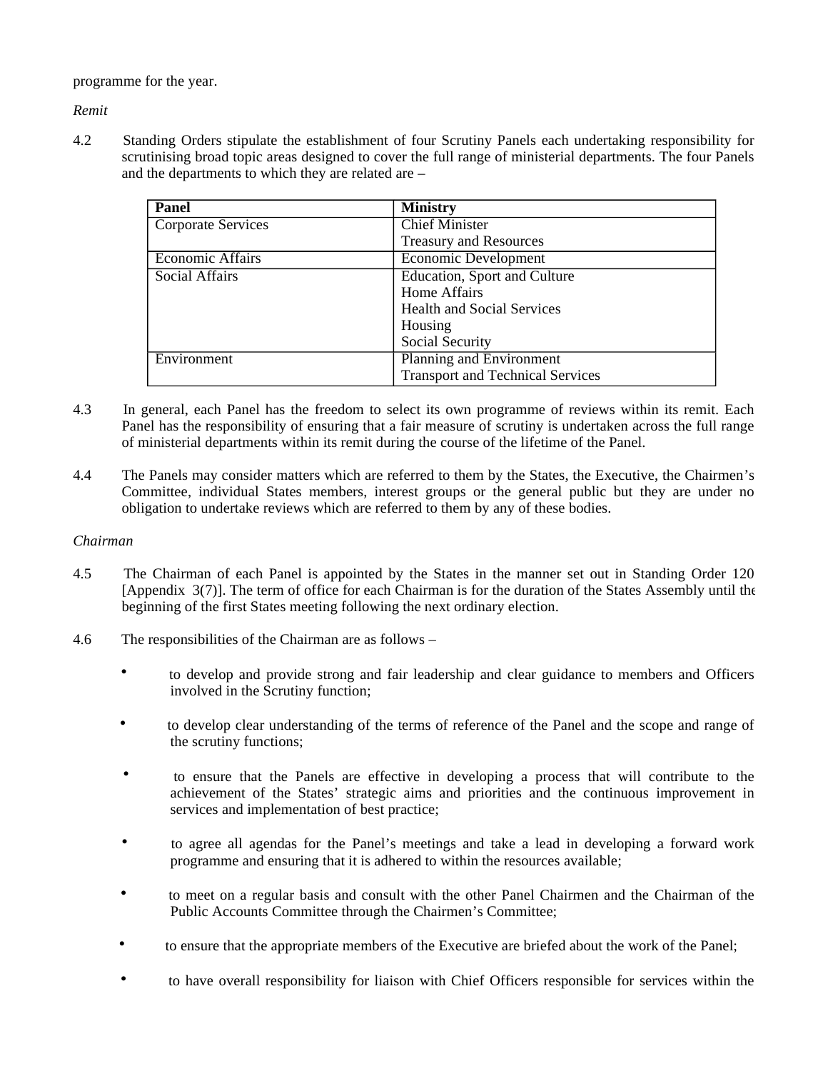programme for the year.

*Remit*

4.2 Standing Orders stipulate the establishment of four Scrutiny Panels each undertaking responsibility for scrutinising broad topic areas designed to cover the full range of ministerial departments. The four Panels and the departments to which they are related are –

| Panel | Ministry |
|---|---|
| Corporate Services | Chief Minister<br>Treasury and Resources |
| Economic Affairs | Economic Development |
| Social Affairs | Education, Sport and Culture<br>Home Affairs<br>Health and Social Services<br>Housing<br>Social Security |
| Environment | Planning and Environment<br>Transport and Technical Services |

4.3 In general, each Panel has the freedom to select its own programme of reviews within its remit. Each Panel has the responsibility of ensuring that a fair measure of scrutiny is undertaken across the full range of ministerial departments within its remit during the course of the lifetime of the Panel.

4.4 The Panels may consider matters which are referred to them by the States, the Executive, the Chairmen's Committee, individual States members, interest groups or the general public but they are under no obligation to undertake reviews which are referred to them by any of these bodies.

*Chairman*

4.5 The Chairman of each Panel is appointed by the States in the manner set out in Standing Order 120 [Appendix 3(7)]. The term of office for each Chairman is for the duration of the States Assembly until the beginning of the first States meeting following the next ordinary election.

4.6 The responsibilities of the Chairman are as follows –

- to develop and provide strong and fair leadership and clear guidance to members and Officers involved in the Scrutiny function;
- to develop clear understanding of the terms of reference of the Panel and the scope and range of the scrutiny functions;
- to ensure that the Panels are effective in developing a process that will contribute to the achievement of the States' strategic aims and priorities and the continuous improvement in services and implementation of best practice;
- to agree all agendas for the Panel's meetings and take a lead in developing a forward work programme and ensuring that it is adhered to within the resources available;
- to meet on a regular basis and consult with the other Panel Chairmen and the Chairman of the Public Accounts Committee through the Chairmen's Committee;
- to ensure that the appropriate members of the Executive are briefed about the work of the Panel;
- to have overall responsibility for liaison with Chief Officers responsible for services within the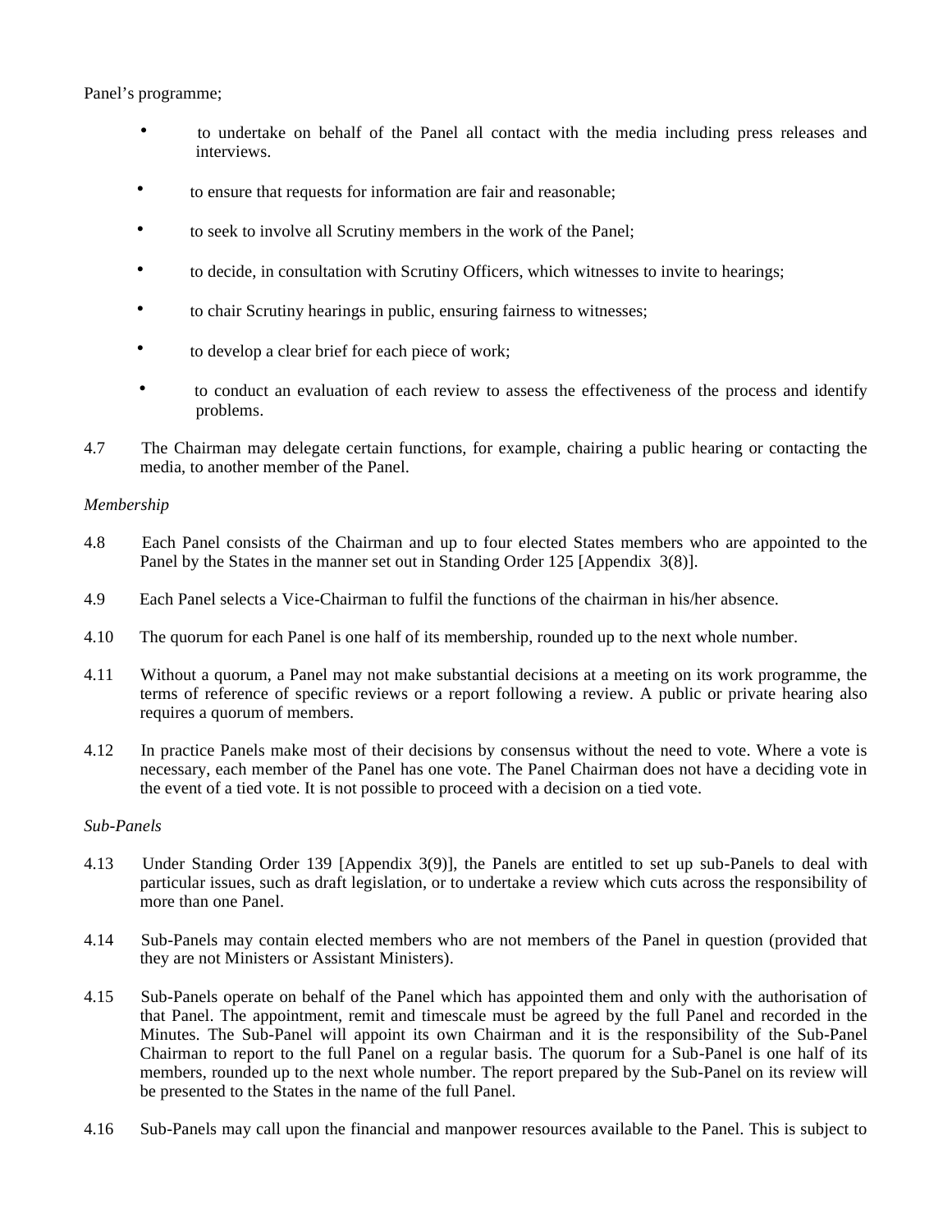Panel's programme;

- to undertake on behalf of the Panel all contact with the media including press releases and interviews.
- to ensure that requests for information are fair and reasonable;
- to seek to involve all Scrutiny members in the work of the Panel;
- to decide, in consultation with Scrutiny Officers, which witnesses to invite to hearings;
- to chair Scrutiny hearings in public, ensuring fairness to witnesses;
- to develop a clear brief for each piece of work;
- to conduct an evaluation of each review to assess the effectiveness of the process and identify problems.

4.7 The Chairman may delegate certain functions, for example, chairing a public hearing or contacting the media, to another member of the Panel.

*Membership*

4.8 Each Panel consists of the Chairman and up to four elected States members who are appointed to the Panel by the States in the manner set out in Standing Order 125 [Appendix 3(8)].

4.9 Each Panel selects a Vice-Chairman to fulfil the functions of the chairman in his/her absence.

4.10 The quorum for each Panel is one half of its membership, rounded up to the next whole number.

4.11 Without a quorum, a Panel may not make substantial decisions at a meeting on its work programme, the terms of reference of specific reviews or a report following a review. A public or private hearing also requires a quorum of members.

4.12 In practice Panels make most of their decisions by consensus without the need to vote. Where a vote is necessary, each member of the Panel has one vote. The Panel Chairman does not have a deciding vote in the event of a tied vote. It is not possible to proceed with a decision on a tied vote.

*Sub-Panels*

4.13 Under Standing Order 139 [Appendix 3(9)], the Panels are entitled to set up sub-Panels to deal with particular issues, such as draft legislation, or to undertake a review which cuts across the responsibility of more than one Panel.

4.14 Sub-Panels may contain elected members who are not members of the Panel in question (provided that they are not Ministers or Assistant Ministers).

4.15 Sub-Panels operate on behalf of the Panel which has appointed them and only with the authorisation of that Panel. The appointment, remit and timescale must be agreed by the full Panel and recorded in the Minutes. The Sub-Panel will appoint its own Chairman and it is the responsibility of the Sub-Panel Chairman to report to the full Panel on a regular basis. The quorum for a Sub-Panel is one half of its members, rounded up to the next whole number. The report prepared by the Sub-Panel on its review will be presented to the States in the name of the full Panel.

4.16 Sub-Panels may call upon the financial and manpower resources available to the Panel. This is subject to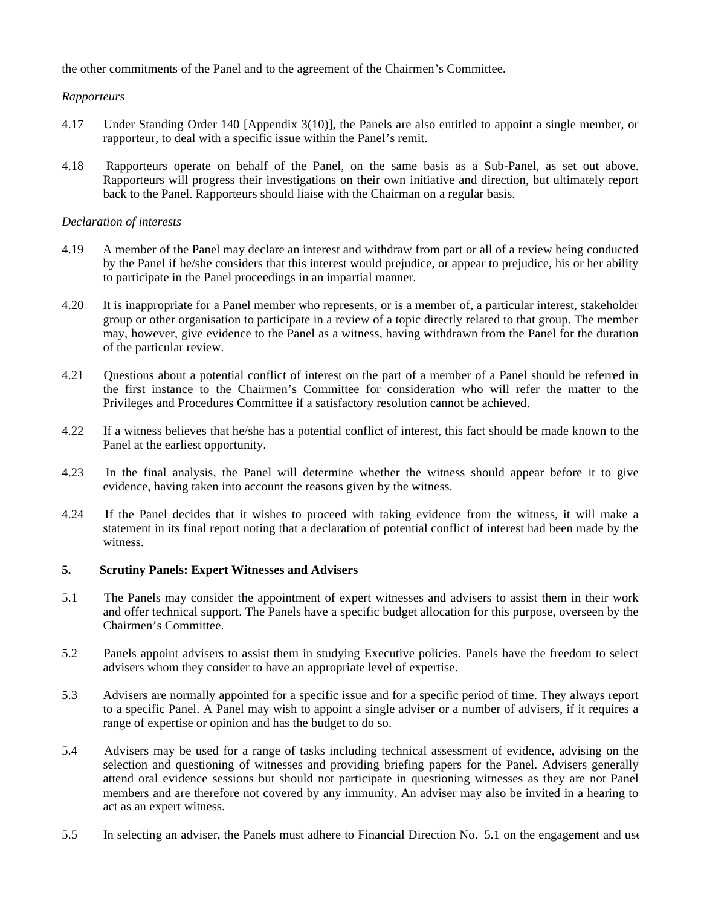the other commitments of the Panel and to the agreement of the Chairmen's Committee.

*Rapporteurs*

4.17 Under Standing Order 140 [Appendix 3(10)], the Panels are also entitled to appoint a single member, or rapporteur, to deal with a specific issue within the Panel's remit.

4.18 Rapporteurs operate on behalf of the Panel, on the same basis as a Sub-Panel, as set out above. Rapporteurs will progress their investigations on their own initiative and direction, but ultimately report back to the Panel. Rapporteurs should liaise with the Chairman on a regular basis.

*Declaration of interests*

4.19 A member of the Panel may declare an interest and withdraw from part or all of a review being conducted by the Panel if he/she considers that this interest would prejudice, or appear to prejudice, his or her ability to participate in the Panel proceedings in an impartial manner.

4.20 It is inappropriate for a Panel member who represents, or is a member of, a particular interest, stakeholder group or other organisation to participate in a review of a topic directly related to that group. The member may, however, give evidence to the Panel as a witness, having withdrawn from the Panel for the duration of the particular review.

4.21 Questions about a potential conflict of interest on the part of a member of a Panel should be referred in the first instance to the Chairmen's Committee for consideration who will refer the matter to the Privileges and Procedures Committee if a satisfactory resolution cannot be achieved.

4.22 If a witness believes that he/she has a potential conflict of interest, this fact should be made known to the Panel at the earliest opportunity.

4.23 In the final analysis, the Panel will determine whether the witness should appear before it to give evidence, having taken into account the reasons given by the witness.

4.24 If the Panel decides that it wishes to proceed with taking evidence from the witness, it will make a statement in its final report noting that a declaration of potential conflict of interest had been made by the witness.

## 5. Scrutiny Panels: Expert Witnesses and Advisers

5.1 The Panels may consider the appointment of expert witnesses and advisers to assist them in their work and offer technical support. The Panels have a specific budget allocation for this purpose, overseen by the Chairmen's Committee.

5.2 Panels appoint advisers to assist them in studying Executive policies. Panels have the freedom to select advisers whom they consider to have an appropriate level of expertise.

5.3 Advisers are normally appointed for a specific issue and for a specific period of time. They always report to a specific Panel. A Panel may wish to appoint a single adviser or a number of advisers, if it requires a range of expertise or opinion and has the budget to do so.

5.4 Advisers may be used for a range of tasks including technical assessment of evidence, advising on the selection and questioning of witnesses and providing briefing papers for the Panel. Advisers generally attend oral evidence sessions but should not participate in questioning witnesses as they are not Panel members and are therefore not covered by any immunity. An adviser may also be invited in a hearing to act as an expert witness.

5.5 In selecting an adviser, the Panels must adhere to Financial Direction No. 5.1 on the engagement and use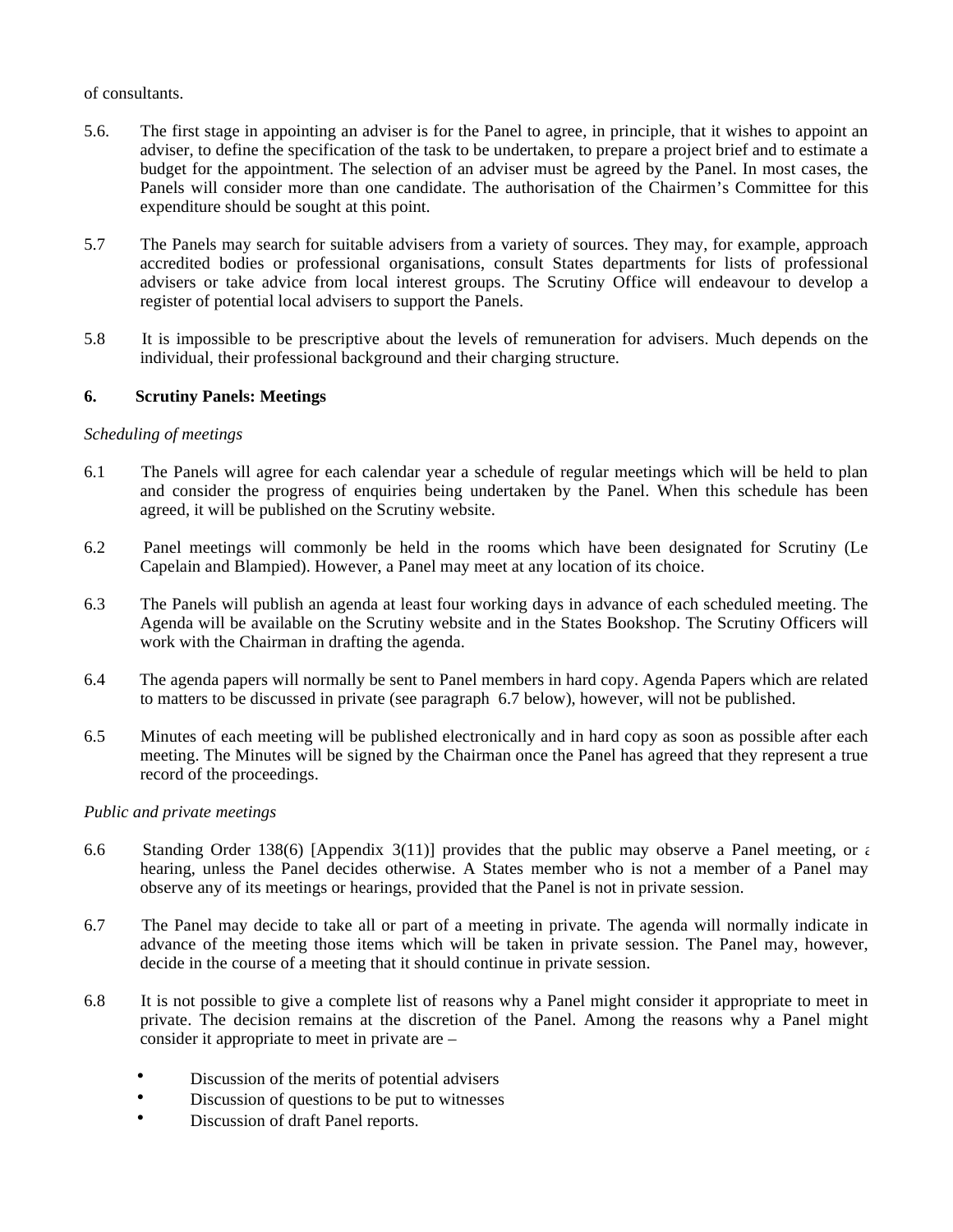of consultants.

5.6. The first stage in appointing an adviser is for the Panel to agree, in principle, that it wishes to appoint an adviser, to define the specification of the task to be undertaken, to prepare a project brief and to estimate a budget for the appointment. The selection of an adviser must be agreed by the Panel. In most cases, the Panels will consider more than one candidate. The authorisation of the Chairmen's Committee for this expenditure should be sought at this point.

5.7 The Panels may search for suitable advisers from a variety of sources. They may, for example, approach accredited bodies or professional organisations, consult States departments for lists of professional advisers or take advice from local interest groups. The Scrutiny Office will endeavour to develop a register of potential local advisers to support the Panels.

5.8 It is impossible to be prescriptive about the levels of remuneration for advisers. Much depends on the individual, their professional background and their charging structure.

## 6. Scrutiny Panels: Meetings

*Scheduling of meetings*

6.1 The Panels will agree for each calendar year a schedule of regular meetings which will be held to plan and consider the progress of enquiries being undertaken by the Panel. When this schedule has been agreed, it will be published on the Scrutiny website.

6.2 Panel meetings will commonly be held in the rooms which have been designated for Scrutiny (Le Capelain and Blampied). However, a Panel may meet at any location of its choice.

6.3 The Panels will publish an agenda at least four working days in advance of each scheduled meeting. The Agenda will be available on the Scrutiny website and in the States Bookshop. The Scrutiny Officers will work with the Chairman in drafting the agenda.

6.4 The agenda papers will normally be sent to Panel members in hard copy. Agenda Papers which are related to matters to be discussed in private (see paragraph 6.7 below), however, will not be published.

6.5 Minutes of each meeting will be published electronically and in hard copy as soon as possible after each meeting. The Minutes will be signed by the Chairman once the Panel has agreed that they represent a true record of the proceedings.

*Public and private meetings*

6.6 Standing Order 138(6) [Appendix 3(11)] provides that the public may observe a Panel meeting, or a hearing, unless the Panel decides otherwise. A States member who is not a member of a Panel may observe any of its meetings or hearings, provided that the Panel is not in private session.

6.7 The Panel may decide to take all or part of a meeting in private. The agenda will normally indicate in advance of the meeting those items which will be taken in private session. The Panel may, however, decide in the course of a meeting that it should continue in private session.

6.8 It is not possible to give a complete list of reasons why a Panel might consider it appropriate to meet in private. The decision remains at the discretion of the Panel. Among the reasons why a Panel might consider it appropriate to meet in private are –

- Discussion of the merits of potential advisers
- Discussion of questions to be put to witnesses
- Discussion of draft Panel reports.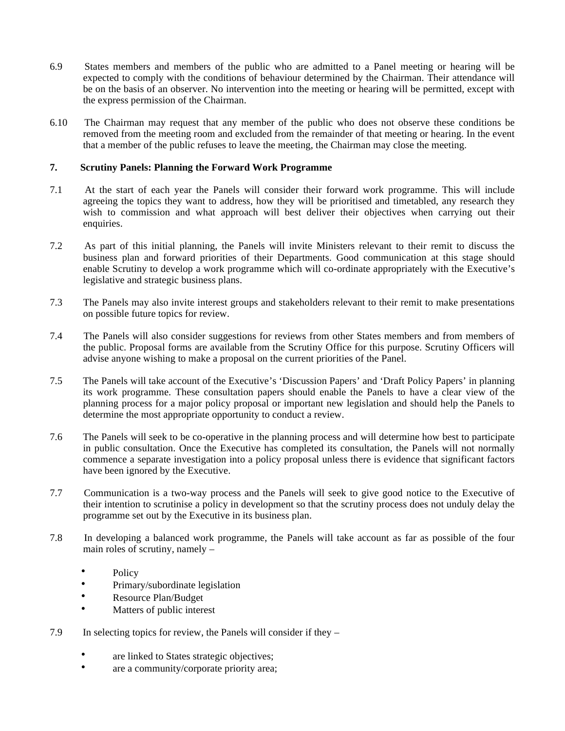6.9 States members and members of the public who are admitted to a Panel meeting or hearing will be expected to comply with the conditions of behaviour determined by the Chairman. Their attendance will be on the basis of an observer. No intervention into the meeting or hearing will be permitted, except with the express permission of the Chairman.

6.10 The Chairman may request that any member of the public who does not observe these conditions be removed from the meeting room and excluded from the remainder of that meeting or hearing. In the event that a member of the public refuses to leave the meeting, the Chairman may close the meeting.

## 7. Scrutiny Panels: Planning the Forward Work Programme

7.1 At the start of each year the Panels will consider their forward work programme. This will include agreeing the topics they want to address, how they will be prioritised and timetabled, any research they wish to commission and what approach will best deliver their objectives when carrying out their enquiries.

7.2 As part of this initial planning, the Panels will invite Ministers relevant to their remit to discuss the business plan and forward priorities of their Departments. Good communication at this stage should enable Scrutiny to develop a work programme which will co-ordinate appropriately with the Executive's legislative and strategic business plans.

7.3 The Panels may also invite interest groups and stakeholders relevant to their remit to make presentations on possible future topics for review.

7.4 The Panels will also consider suggestions for reviews from other States members and from members of the public. Proposal forms are available from the Scrutiny Office for this purpose. Scrutiny Officers will advise anyone wishing to make a proposal on the current priorities of the Panel.

7.5 The Panels will take account of the Executive's 'Discussion Papers' and 'Draft Policy Papers' in planning its work programme. These consultation papers should enable the Panels to have a clear view of the planning process for a major policy proposal or important new legislation and should help the Panels to determine the most appropriate opportunity to conduct a review.

7.6 The Panels will seek to be co-operative in the planning process and will determine how best to participate in public consultation. Once the Executive has completed its consultation, the Panels will not normally commence a separate investigation into a policy proposal unless there is evidence that significant factors have been ignored by the Executive.

7.7 Communication is a two-way process and the Panels will seek to give good notice to the Executive of their intention to scrutinise a policy in development so that the scrutiny process does not unduly delay the programme set out by the Executive in its business plan.

7.8 In developing a balanced work programme, the Panels will take account as far as possible of the four main roles of scrutiny, namely –

- Policy
- Primary/subordinate legislation
- Resource Plan/Budget
- Matters of public interest

7.9 In selecting topics for review, the Panels will consider if they –

- are linked to States strategic objectives;
- are a community/corporate priority area;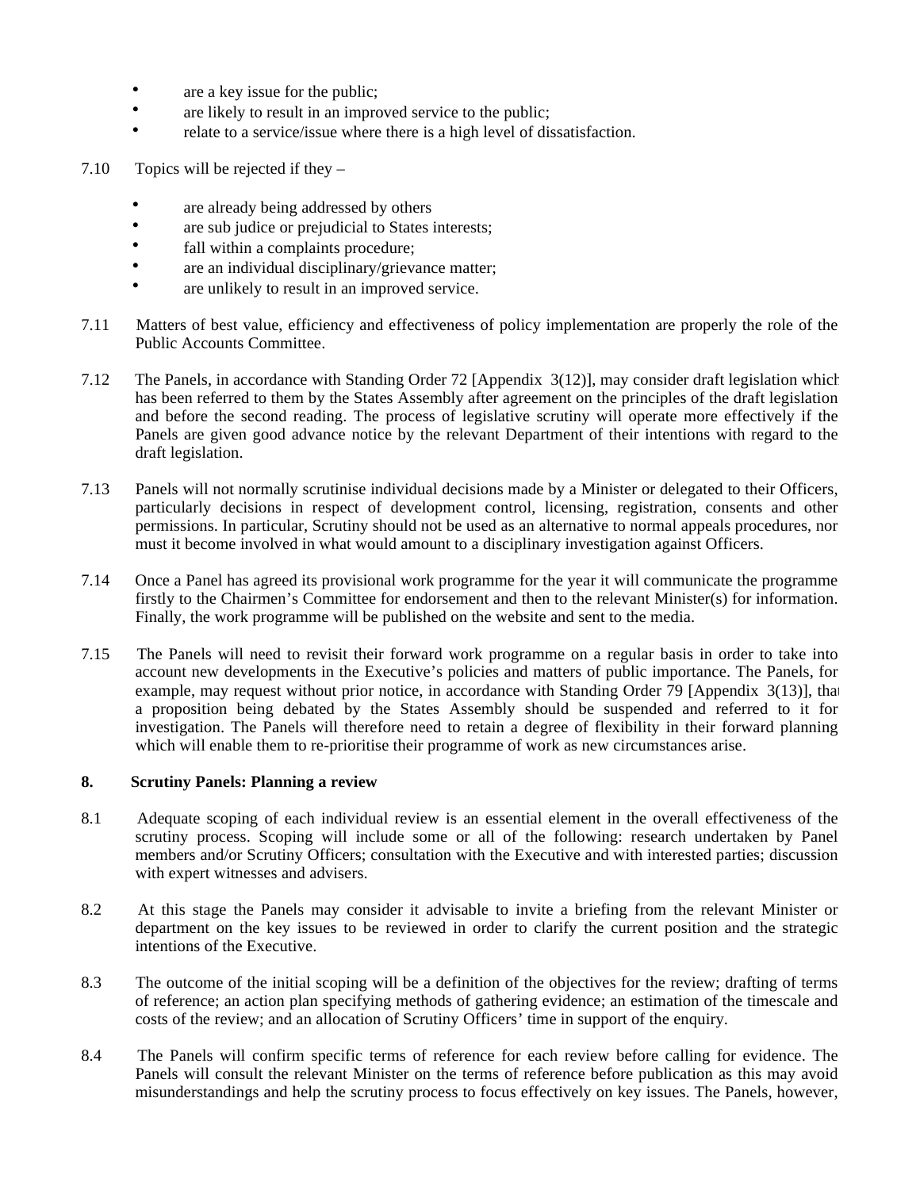- are a key issue for the public;
- are likely to result in an improved service to the public;
- relate to a service/issue where there is a high level of dissatisfaction.

7.10 Topics will be rejected if they –

- are already being addressed by others
- are sub judice or prejudicial to States interests;
- fall within a complaints procedure;
- are an individual disciplinary/grievance matter;
- are unlikely to result in an improved service.

7.11 Matters of best value, efficiency and effectiveness of policy implementation are properly the role of the Public Accounts Committee.

7.12 The Panels, in accordance with Standing Order 72 [Appendix 3(12)], may consider draft legislation which has been referred to them by the States Assembly after agreement on the principles of the draft legislation and before the second reading. The process of legislative scrutiny will operate more effectively if the Panels are given good advance notice by the relevant Department of their intentions with regard to the draft legislation.

7.13 Panels will not normally scrutinise individual decisions made by a Minister or delegated to their Officers, particularly decisions in respect of development control, licensing, registration, consents and other permissions. In particular, Scrutiny should not be used as an alternative to normal appeals procedures, nor must it become involved in what would amount to a disciplinary investigation against Officers.

7.14 Once a Panel has agreed its provisional work programme for the year it will communicate the programme firstly to the Chairmen's Committee for endorsement and then to the relevant Minister(s) for information. Finally, the work programme will be published on the website and sent to the media.

7.15 The Panels will need to revisit their forward work programme on a regular basis in order to take into account new developments in the Executive's policies and matters of public importance. The Panels, for example, may request without prior notice, in accordance with Standing Order 79 [Appendix 3(13)], that a proposition being debated by the States Assembly should be suspended and referred to it for investigation. The Panels will therefore need to retain a degree of flexibility in their forward planning which will enable them to re-prioritise their programme of work as new circumstances arise.

## 8. Scrutiny Panels: Planning a review

8.1 Adequate scoping of each individual review is an essential element in the overall effectiveness of the scrutiny process. Scoping will include some or all of the following: research undertaken by Panel members and/or Scrutiny Officers; consultation with the Executive and with interested parties; discussion with expert witnesses and advisers.

8.2 At this stage the Panels may consider it advisable to invite a briefing from the relevant Minister or department on the key issues to be reviewed in order to clarify the current position and the strategic intentions of the Executive.

8.3 The outcome of the initial scoping will be a definition of the objectives for the review; drafting of terms of reference; an action plan specifying methods of gathering evidence; an estimation of the timescale and costs of the review; and an allocation of Scrutiny Officers' time in support of the enquiry.

8.4 The Panels will confirm specific terms of reference for each review before calling for evidence. The Panels will consult the relevant Minister on the terms of reference before publication as this may avoid misunderstandings and help the scrutiny process to focus effectively on key issues. The Panels, however,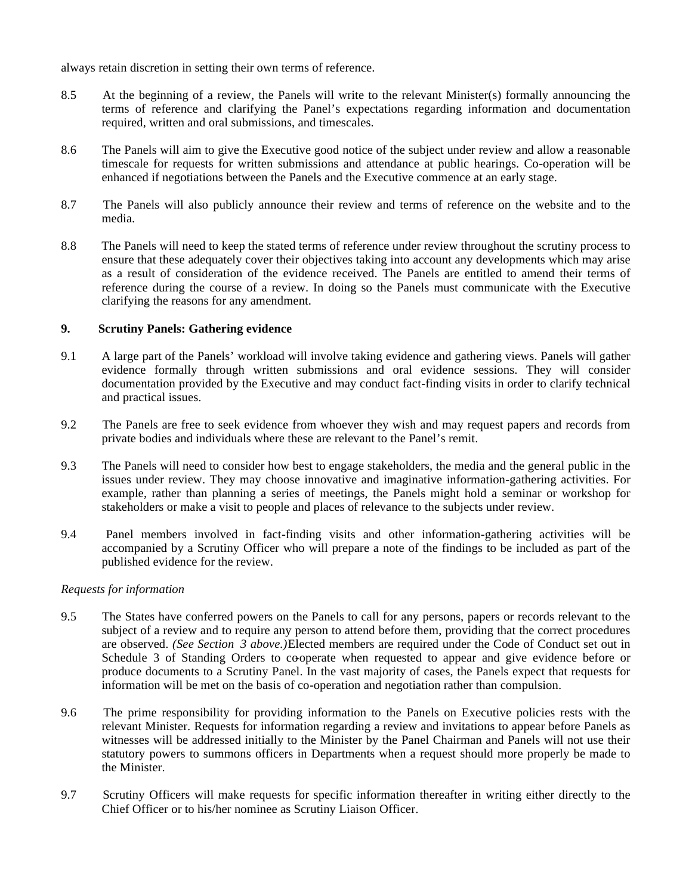always retain discretion in setting their own terms of reference.

8.5 At the beginning of a review, the Panels will write to the relevant Minister(s) formally announcing the terms of reference and clarifying the Panel's expectations regarding information and documentation required, written and oral submissions, and timescales.

8.6 The Panels will aim to give the Executive good notice of the subject under review and allow a reasonable timescale for requests for written submissions and attendance at public hearings. Co-operation will be enhanced if negotiations between the Panels and the Executive commence at an early stage.

8.7 The Panels will also publicly announce their review and terms of reference on the website and to the media.

8.8 The Panels will need to keep the stated terms of reference under review throughout the scrutiny process to ensure that these adequately cover their objectives taking into account any developments which may arise as a result of consideration of the evidence received. The Panels are entitled to amend their terms of reference during the course of a review. In doing so the Panels must communicate with the Executive clarifying the reasons for any amendment.

**9. Scrutiny Panels: Gathering evidence**

9.1 A large part of the Panels' workload will involve taking evidence and gathering views. Panels will gather evidence formally through written submissions and oral evidence sessions. They will consider documentation provided by the Executive and may conduct fact-finding visits in order to clarify technical and practical issues.

9.2 The Panels are free to seek evidence from whoever they wish and may request papers and records from private bodies and individuals where these are relevant to the Panel's remit.

9.3 The Panels will need to consider how best to engage stakeholders, the media and the general public in the issues under review. They may choose innovative and imaginative information-gathering activities. For example, rather than planning a series of meetings, the Panels might hold a seminar or workshop for stakeholders or make a visit to people and places of relevance to the subjects under review.

9.4 Panel members involved in fact-finding visits and other information-gathering activities will be accompanied by a Scrutiny Officer who will prepare a note of the findings to be included as part of the published evidence for the review.

*Requests for information*

9.5 The States have conferred powers on the Panels to call for any persons, papers or records relevant to the subject of a review and to require any person to attend before them, providing that the correct procedures are observed. *(See Section 3 above.)* Elected members are required under the Code of Conduct set out in Schedule 3 of Standing Orders to co-operate when requested to appear and give evidence before or produce documents to a Scrutiny Panel. In the vast majority of cases, the Panels expect that requests for information will be met on the basis of co-operation and negotiation rather than compulsion.

9.6 The prime responsibility for providing information to the Panels on Executive policies rests with the relevant Minister. Requests for information regarding a review and invitations to appear before Panels as witnesses will be addressed initially to the Minister by the Panel Chairman and Panels will not use their statutory powers to summons officers in Departments when a request should more properly be made to the Minister.

9.7 Scrutiny Officers will make requests for specific information thereafter in writing either directly to the Chief Officer or to his/her nominee as Scrutiny Liaison Officer.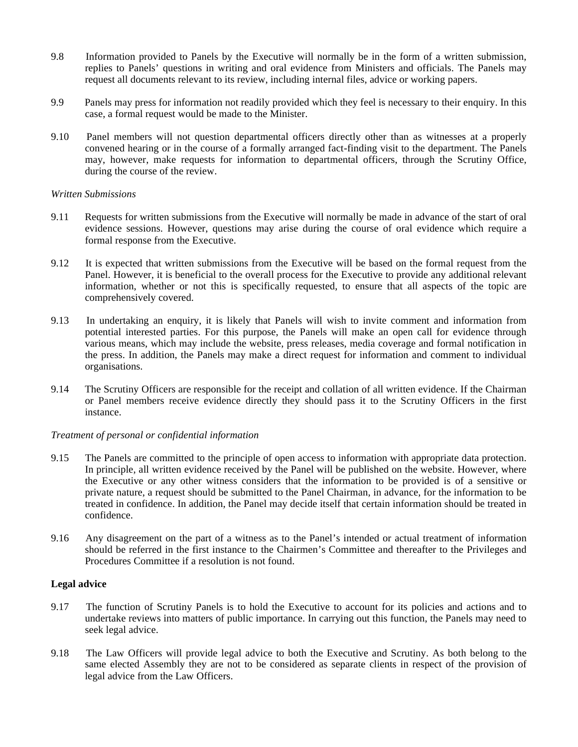9.8 Information provided to Panels by the Executive will normally be in the form of a written submission, replies to Panels' questions in writing and oral evidence from Ministers and officials. The Panels may request all documents relevant to its review, including internal files, advice or working papers.

9.9 Panels may press for information not readily provided which they feel is necessary to their enquiry. In this case, a formal request would be made to the Minister.

9.10 Panel members will not question departmental officers directly other than as witnesses at a properly convened hearing or in the course of a formally arranged fact-finding visit to the department. The Panels may, however, make requests for information to departmental officers, through the Scrutiny Office, during the course of the review.

*Written Submissions*

9.11 Requests for written submissions from the Executive will normally be made in advance of the start of oral evidence sessions. However, questions may arise during the course of oral evidence which require a formal response from the Executive.

9.12 It is expected that written submissions from the Executive will be based on the formal request from the Panel. However, it is beneficial to the overall process for the Executive to provide any additional relevant information, whether or not this is specifically requested, to ensure that all aspects of the topic are comprehensively covered.

9.13 In undertaking an enquiry, it is likely that Panels will wish to invite comment and information from potential interested parties. For this purpose, the Panels will make an open call for evidence through various means, which may include the website, press releases, media coverage and formal notification in the press. In addition, the Panels may make a direct request for information and comment to individual organisations.

9.14 The Scrutiny Officers are responsible for the receipt and collation of all written evidence. If the Chairman or Panel members receive evidence directly they should pass it to the Scrutiny Officers in the first instance.

*Treatment of personal or confidential information*

9.15 The Panels are committed to the principle of open access to information with appropriate data protection. In principle, all written evidence received by the Panel will be published on the website. However, where the Executive or any other witness considers that the information to be provided is of a sensitive or private nature, a request should be submitted to the Panel Chairman, in advance, for the information to be treated in confidence. In addition, the Panel may decide itself that certain information should be treated in confidence.

9.16 Any disagreement on the part of a witness as to the Panel's intended or actual treatment of information should be referred in the first instance to the Chairmen's Committee and thereafter to the Privileges and Procedures Committee if a resolution is not found.

**Legal advice**

9.17 The function of Scrutiny Panels is to hold the Executive to account for its policies and actions and to undertake reviews into matters of public importance. In carrying out this function, the Panels may need to seek legal advice.

9.18 The Law Officers will provide legal advice to both the Executive and Scrutiny. As both belong to the same elected Assembly they are not to be considered as separate clients in respect of the provision of legal advice from the Law Officers.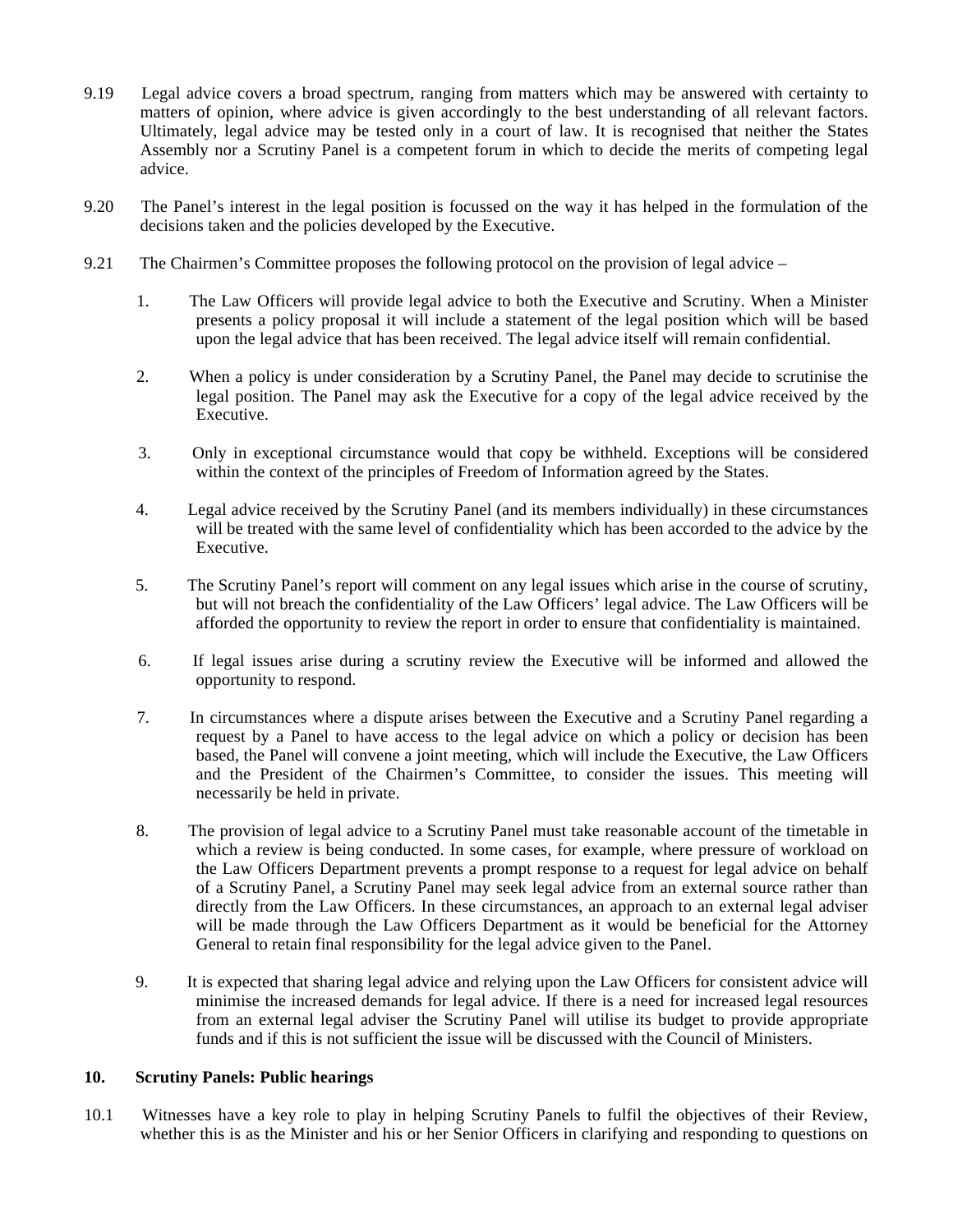9.19 Legal advice covers a broad spectrum, ranging from matters which may be answered with certainty to matters of opinion, where advice is given accordingly to the best understanding of all relevant factors. Ultimately, legal advice may be tested only in a court of law. It is recognised that neither the States Assembly nor a Scrutiny Panel is a competent forum in which to decide the merits of competing legal advice.

9.20 The Panel's interest in the legal position is focussed on the way it has helped in the formulation of the decisions taken and the policies developed by the Executive.

9.21 The Chairmen's Committee proposes the following protocol on the provision of legal advice –

1. The Law Officers will provide legal advice to both the Executive and Scrutiny. When a Minister presents a policy proposal it will include a statement of the legal position which will be based upon the legal advice that has been received. The legal advice itself will remain confidential.

2. When a policy is under consideration by a Scrutiny Panel, the Panel may decide to scrutinise the legal position. The Panel may ask the Executive for a copy of the legal advice received by the Executive.

3. Only in exceptional circumstance would that copy be withheld. Exceptions will be considered within the context of the principles of Freedom of Information agreed by the States.

4. Legal advice received by the Scrutiny Panel (and its members individually) in these circumstances will be treated with the same level of confidentiality which has been accorded to the advice by the Executive.

5. The Scrutiny Panel's report will comment on any legal issues which arise in the course of scrutiny, but will not breach the confidentiality of the Law Officers' legal advice. The Law Officers will be afforded the opportunity to review the report in order to ensure that confidentiality is maintained.

6. If legal issues arise during a scrutiny review the Executive will be informed and allowed the opportunity to respond.

7. In circumstances where a dispute arises between the Executive and a Scrutiny Panel regarding a request by a Panel to have access to the legal advice on which a policy or decision has been based, the Panel will convene a joint meeting, which will include the Executive, the Law Officers and the President of the Chairmen's Committee, to consider the issues. This meeting will necessarily be held in private.

8. The provision of legal advice to a Scrutiny Panel must take reasonable account of the timetable in which a review is being conducted. In some cases, for example, where pressure of workload on the Law Officers Department prevents a prompt response to a request for legal advice on behalf of a Scrutiny Panel, a Scrutiny Panel may seek legal advice from an external source rather than directly from the Law Officers. In these circumstances, an approach to an external legal adviser will be made through the Law Officers Department as it would be beneficial for the Attorney General to retain final responsibility for the legal advice given to the Panel.

9. It is expected that sharing legal advice and relying upon the Law Officers for consistent advice will minimise the increased demands for legal advice. If there is a need for increased legal resources from an external legal adviser the Scrutiny Panel will utilise its budget to provide appropriate funds and if this is not sufficient the issue will be discussed with the Council of Ministers.

## 10. Scrutiny Panels: Public hearings

10.1 Witnesses have a key role to play in helping Scrutiny Panels to fulfil the objectives of their Review, whether this is as the Minister and his or her Senior Officers in clarifying and responding to questions on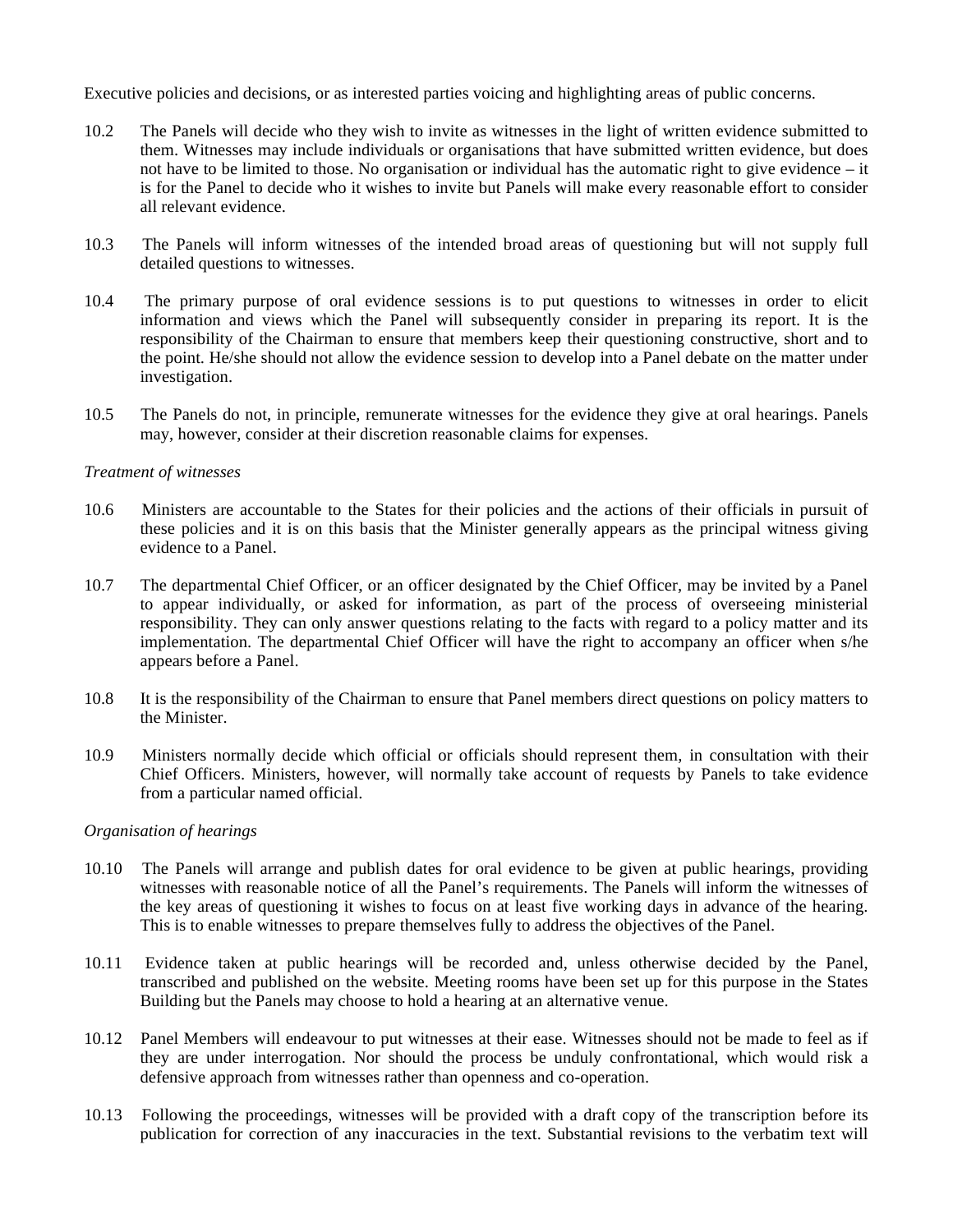Executive policies and decisions, or as interested parties voicing and highlighting areas of public concerns.

10.2 The Panels will decide who they wish to invite as witnesses in the light of written evidence submitted to them. Witnesses may include individuals or organisations that have submitted written evidence, but does not have to be limited to those. No organisation or individual has the automatic right to give evidence – it is for the Panel to decide who it wishes to invite but Panels will make every reasonable effort to consider all relevant evidence.

10.3 The Panels will inform witnesses of the intended broad areas of questioning but will not supply full detailed questions to witnesses.

10.4 The primary purpose of oral evidence sessions is to put questions to witnesses in order to elicit information and views which the Panel will subsequently consider in preparing its report. It is the responsibility of the Chairman to ensure that members keep their questioning constructive, short and to the point. He/she should not allow the evidence session to develop into a Panel debate on the matter under investigation.

10.5 The Panels do not, in principle, remunerate witnesses for the evidence they give at oral hearings. Panels may, however, consider at their discretion reasonable claims for expenses.

*Treatment of witnesses*

10.6 Ministers are accountable to the States for their policies and the actions of their officials in pursuit of these policies and it is on this basis that the Minister generally appears as the principal witness giving evidence to a Panel.

10.7 The departmental Chief Officer, or an officer designated by the Chief Officer, may be invited by a Panel to appear individually, or asked for information, as part of the process of overseeing ministerial responsibility. They can only answer questions relating to the facts with regard to a policy matter and its implementation. The departmental Chief Officer will have the right to accompany an officer when s/he appears before a Panel.

10.8 It is the responsibility of the Chairman to ensure that Panel members direct questions on policy matters to the Minister.

10.9 Ministers normally decide which official or officials should represent them, in consultation with their Chief Officers. Ministers, however, will normally take account of requests by Panels to take evidence from a particular named official.

*Organisation of hearings*

10.10 The Panels will arrange and publish dates for oral evidence to be given at public hearings, providing witnesses with reasonable notice of all the Panel's requirements. The Panels will inform the witnesses of the key areas of questioning it wishes to focus on at least five working days in advance of the hearing. This is to enable witnesses to prepare themselves fully to address the objectives of the Panel.

10.11 Evidence taken at public hearings will be recorded and, unless otherwise decided by the Panel, transcribed and published on the website. Meeting rooms have been set up for this purpose in the States Building but the Panels may choose to hold a hearing at an alternative venue.

10.12 Panel Members will endeavour to put witnesses at their ease. Witnesses should not be made to feel as if they are under interrogation. Nor should the process be unduly confrontational, which would risk a defensive approach from witnesses rather than openness and co-operation.

10.13 Following the proceedings, witnesses will be provided with a draft copy of the transcription before its publication for correction of any inaccuracies in the text. Substantial revisions to the verbatim text will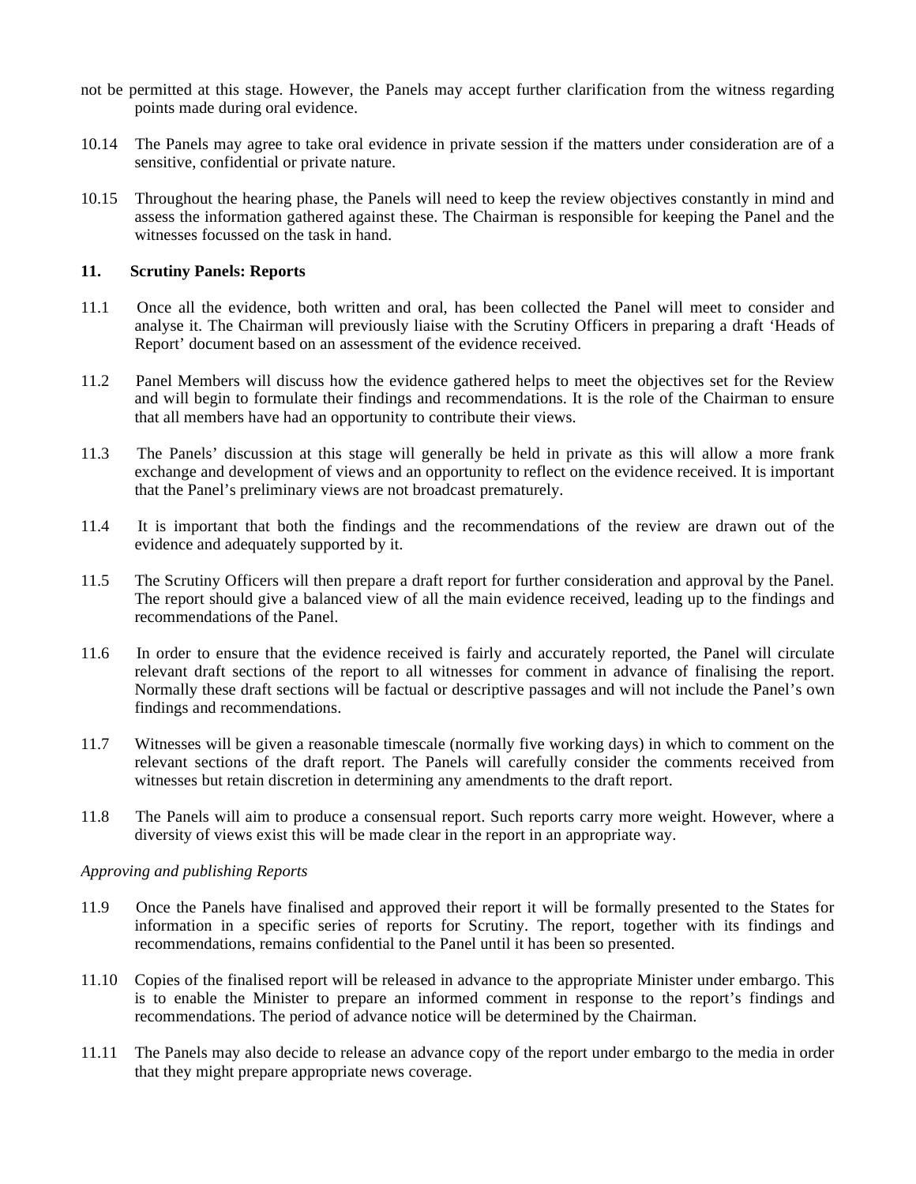not be permitted at this stage. However, the Panels may accept further clarification from the witness regarding points made during oral evidence.

10.14 The Panels may agree to take oral evidence in private session if the matters under consideration are of a sensitive, confidential or private nature.

10.15 Throughout the hearing phase, the Panels will need to keep the review objectives constantly in mind and assess the information gathered against these. The Chairman is responsible for keeping the Panel and the witnesses focussed on the task in hand.

## 11. Scrutiny Panels: Reports

11.1 Once all the evidence, both written and oral, has been collected the Panel will meet to consider and analyse it. The Chairman will previously liaise with the Scrutiny Officers in preparing a draft 'Heads of Report' document based on an assessment of the evidence received.

11.2 Panel Members will discuss how the evidence gathered helps to meet the objectives set for the Review and will begin to formulate their findings and recommendations. It is the role of the Chairman to ensure that all members have had an opportunity to contribute their views.

11.3 The Panels' discussion at this stage will generally be held in private as this will allow a more frank exchange and development of views and an opportunity to reflect on the evidence received. It is important that the Panel's preliminary views are not broadcast prematurely.

11.4 It is important that both the findings and the recommendations of the review are drawn out of the evidence and adequately supported by it.

11.5 The Scrutiny Officers will then prepare a draft report for further consideration and approval by the Panel. The report should give a balanced view of all the main evidence received, leading up to the findings and recommendations of the Panel.

11.6 In order to ensure that the evidence received is fairly and accurately reported, the Panel will circulate relevant draft sections of the report to all witnesses for comment in advance of finalising the report. Normally these draft sections will be factual or descriptive passages and will not include the Panel's own findings and recommendations.

11.7 Witnesses will be given a reasonable timescale (normally five working days) in which to comment on the relevant sections of the draft report. The Panels will carefully consider the comments received from witnesses but retain discretion in determining any amendments to the draft report.

11.8 The Panels will aim to produce a consensual report. Such reports carry more weight. However, where a diversity of views exist this will be made clear in the report in an appropriate way.

*Approving and publishing Reports*

11.9 Once the Panels have finalised and approved their report it will be formally presented to the States for information in a specific series of reports for Scrutiny. The report, together with its findings and recommendations, remains confidential to the Panel until it has been so presented.

11.10 Copies of the finalised report will be released in advance to the appropriate Minister under embargo. This is to enable the Minister to prepare an informed comment in response to the report's findings and recommendations. The period of advance notice will be determined by the Chairman.

11.11 The Panels may also decide to release an advance copy of the report under embargo to the media in order that they might prepare appropriate news coverage.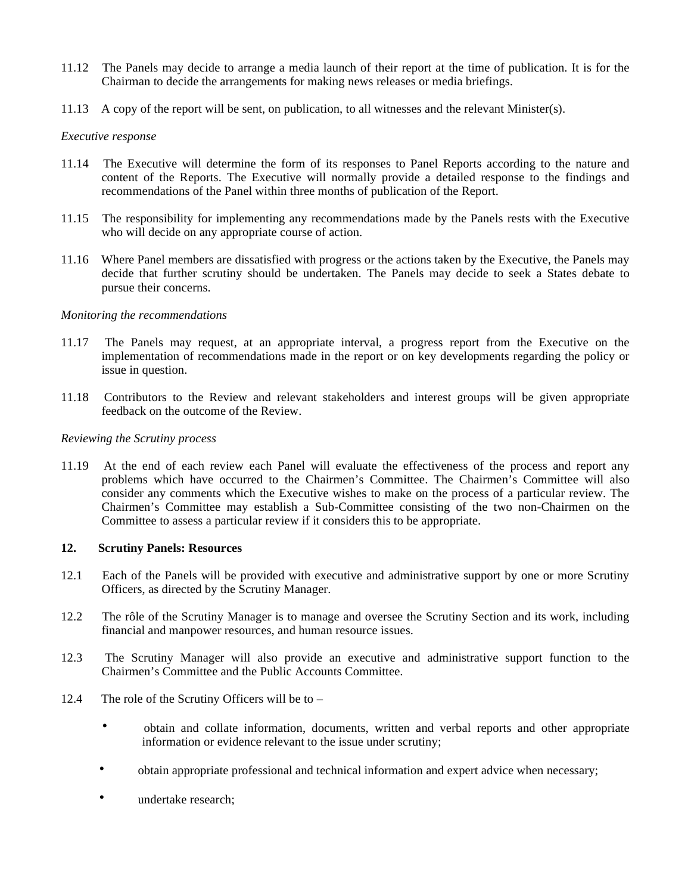11.12 The Panels may decide to arrange a media launch of their report at the time of publication. It is for the Chairman to decide the arrangements for making news releases or media briefings.

11.13 A copy of the report will be sent, on publication, to all witnesses and the relevant Minister(s).

*Executive response*

11.14 The Executive will determine the form of its responses to Panel Reports according to the nature and content of the Reports. The Executive will normally provide a detailed response to the findings and recommendations of the Panel within three months of publication of the Report.

11.15 The responsibility for implementing any recommendations made by the Panels rests with the Executive who will decide on any appropriate course of action.

11.16 Where Panel members are dissatisfied with progress or the actions taken by the Executive, the Panels may decide that further scrutiny should be undertaken. The Panels may decide to seek a States debate to pursue their concerns.

*Monitoring the recommendations*

11.17 The Panels may request, at an appropriate interval, a progress report from the Executive on the implementation of recommendations made in the report or on key developments regarding the policy or issue in question.

11.18 Contributors to the Review and relevant stakeholders and interest groups will be given appropriate feedback on the outcome of the Review.

*Reviewing the Scrutiny process*

11.19 At the end of each review each Panel will evaluate the effectiveness of the process and report any problems which have occurred to the Chairmen's Committee. The Chairmen's Committee will also consider any comments which the Executive wishes to make on the process of a particular review. The Chairmen's Committee may establish a Sub-Committee consisting of the two non-Chairmen on the Committee to assess a particular review if it considers this to be appropriate.

**12. Scrutiny Panels: Resources**

12.1 Each of the Panels will be provided with executive and administrative support by one or more Scrutiny Officers, as directed by the Scrutiny Manager.

12.2 The rôle of the Scrutiny Manager is to manage and oversee the Scrutiny Section and its work, including financial and manpower resources, and human resource issues.

12.3 The Scrutiny Manager will also provide an executive and administrative support function to the Chairmen's Committee and the Public Accounts Committee.

12.4 The role of the Scrutiny Officers will be to –

- obtain and collate information, documents, written and verbal reports and other appropriate information or evidence relevant to the issue under scrutiny;
- obtain appropriate professional and technical information and expert advice when necessary;
- undertake research;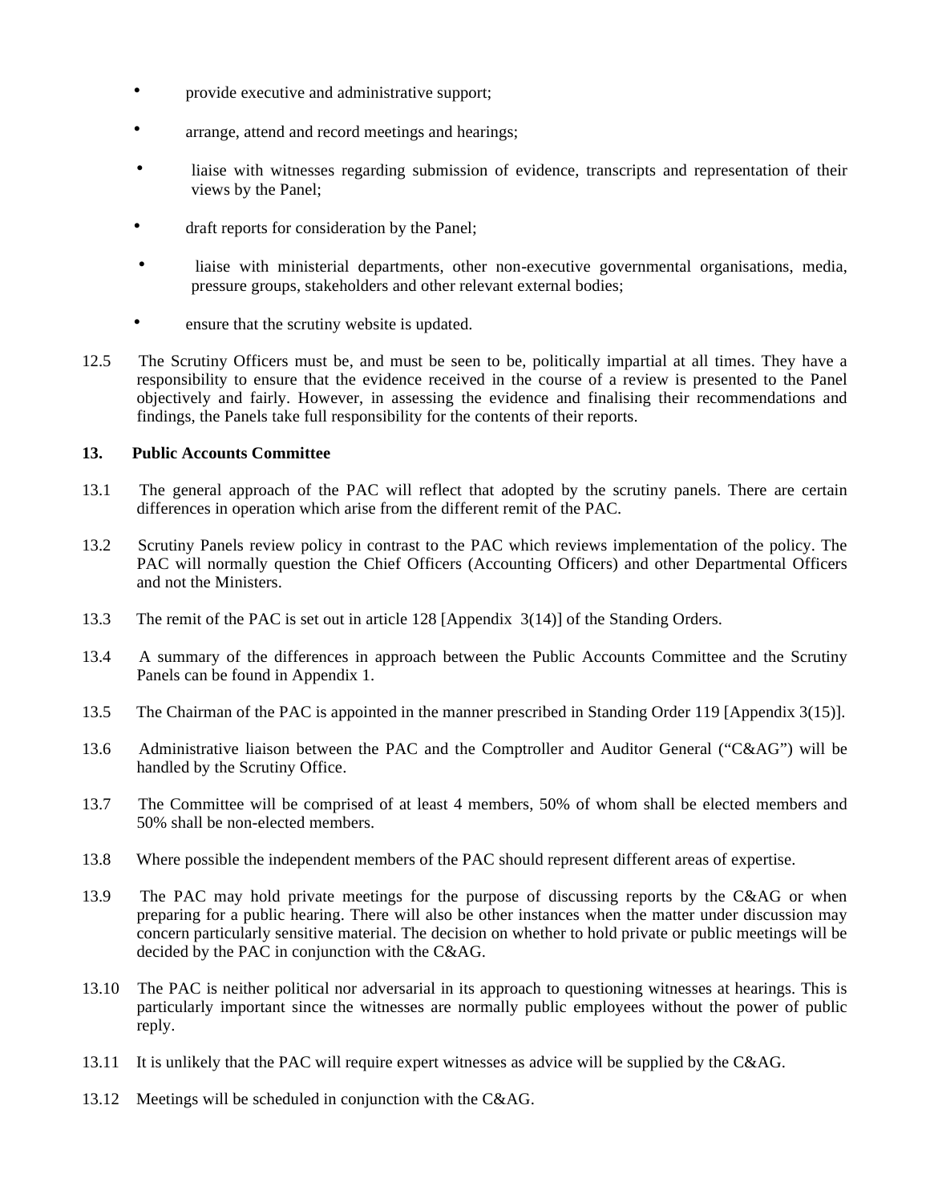- provide executive and administrative support;
- arrange, attend and record meetings and hearings;
- liaise with witnesses regarding submission of evidence, transcripts and representation of their views by the Panel;
- draft reports for consideration by the Panel;
- liaise with ministerial departments, other non-executive governmental organisations, media, pressure groups, stakeholders and other relevant external bodies;
- ensure that the scrutiny website is updated.

12.5 The Scrutiny Officers must be, and must be seen to be, politically impartial at all times. They have a responsibility to ensure that the evidence received in the course of a review is presented to the Panel objectively and fairly. However, in assessing the evidence and finalising their recommendations and findings, the Panels take full responsibility for the contents of their reports.

**13. Public Accounts Committee**

13.1 The general approach of the PAC will reflect that adopted by the scrutiny panels. There are certain differences in operation which arise from the different remit of the PAC.

13.2 Scrutiny Panels review policy in contrast to the PAC which reviews implementation of the policy. The PAC will normally question the Chief Officers (Accounting Officers) and other Departmental Officers and not the Ministers.

13.3 The remit of the PAC is set out in article 128 [Appendix 3(14)] of the Standing Orders.

13.4 A summary of the differences in approach between the Public Accounts Committee and the Scrutiny Panels can be found in Appendix 1.

13.5 The Chairman of the PAC is appointed in the manner prescribed in Standing Order 119 [Appendix 3(15)].

13.6 Administrative liaison between the PAC and the Comptroller and Auditor General ("C&AG") will be handled by the Scrutiny Office.

13.7 The Committee will be comprised of at least 4 members, 50% of whom shall be elected members and 50% shall be non-elected members.

13.8 Where possible the independent members of the PAC should represent different areas of expertise.

13.9 The PAC may hold private meetings for the purpose of discussing reports by the C&AG or when preparing for a public hearing. There will also be other instances when the matter under discussion may concern particularly sensitive material. The decision on whether to hold private or public meetings will be decided by the PAC in conjunction with the C&AG.

13.10 The PAC is neither political nor adversarial in its approach to questioning witnesses at hearings. This is particularly important since the witnesses are normally public employees without the power of public reply.

13.11 It is unlikely that the PAC will require expert witnesses as advice will be supplied by the C&AG.

13.12 Meetings will be scheduled in conjunction with the C&AG.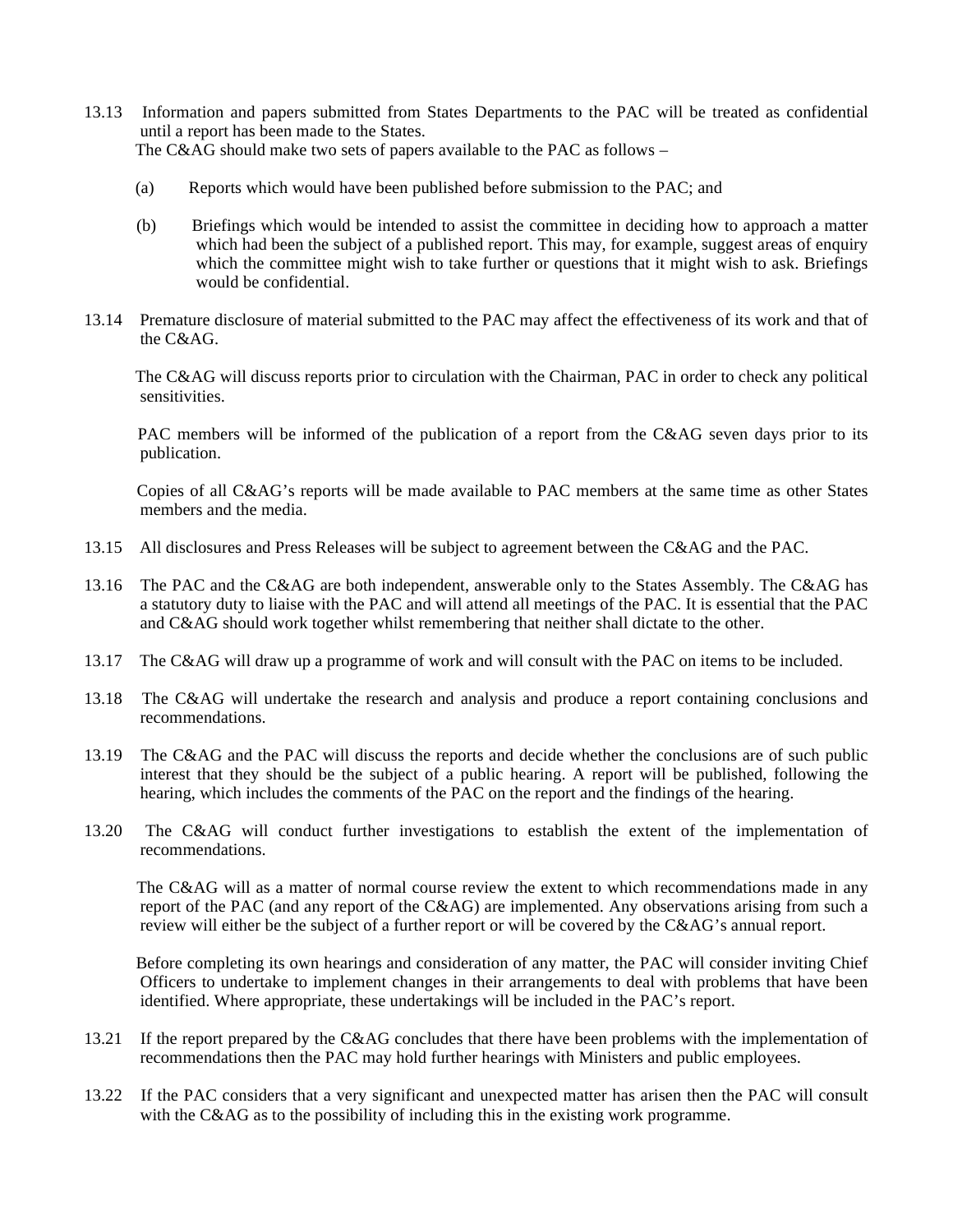13.13 Information and papers submitted from States Departments to the PAC will be treated as confidential until a report has been made to the States.

The C&AG should make two sets of papers available to the PAC as follows –

(a) Reports which would have been published before submission to the PAC; and

(b) Briefings which would be intended to assist the committee in deciding how to approach a matter which had been the subject of a published report. This may, for example, suggest areas of enquiry which the committee might wish to take further or questions that it might wish to ask. Briefings would be confidential.

13.14 Premature disclosure of material submitted to the PAC may affect the effectiveness of its work and that of the C&AG.

The C&AG will discuss reports prior to circulation with the Chairman, PAC in order to check any political sensitivities.

PAC members will be informed of the publication of a report from the C&AG seven days prior to its publication.

Copies of all C&AG's reports will be made available to PAC members at the same time as other States members and the media.

13.15 All disclosures and Press Releases will be subject to agreement between the C&AG and the PAC.

13.16 The PAC and the C&AG are both independent, answerable only to the States Assembly. The C&AG has a statutory duty to liaise with the PAC and will attend all meetings of the PAC. It is essential that the PAC and C&AG should work together whilst remembering that neither shall dictate to the other.

13.17 The C&AG will draw up a programme of work and will consult with the PAC on items to be included.

13.18 The C&AG will undertake the research and analysis and produce a report containing conclusions and recommendations.

13.19 The C&AG and the PAC will discuss the reports and decide whether the conclusions are of such public interest that they should be the subject of a public hearing. A report will be published, following the hearing, which includes the comments of the PAC on the report and the findings of the hearing.

13.20 The C&AG will conduct further investigations to establish the extent of the implementation of recommendations.

The C&AG will as a matter of normal course review the extent to which recommendations made in any report of the PAC (and any report of the C&AG) are implemented. Any observations arising from such a review will either be the subject of a further report or will be covered by the C&AG's annual report.

Before completing its own hearings and consideration of any matter, the PAC will consider inviting Chief Officers to undertake to implement changes in their arrangements to deal with problems that have been identified. Where appropriate, these undertakings will be included in the PAC's report.

13.21 If the report prepared by the C&AG concludes that there have been problems with the implementation of recommendations then the PAC may hold further hearings with Ministers and public employees.

13.22 If the PAC considers that a very significant and unexpected matter has arisen then the PAC will consult with the C&AG as to the possibility of including this in the existing work programme.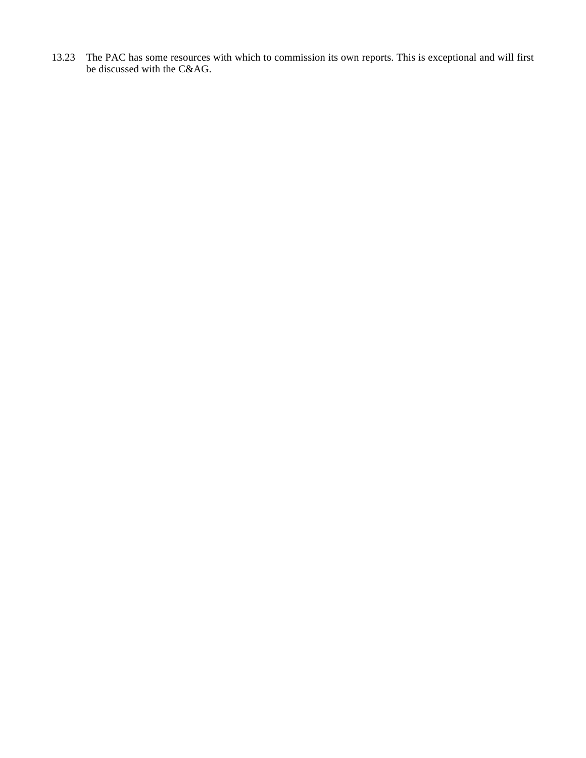13.23 The PAC has some resources with which to commission its own reports. This is exceptional and will first be discussed with the C&AG.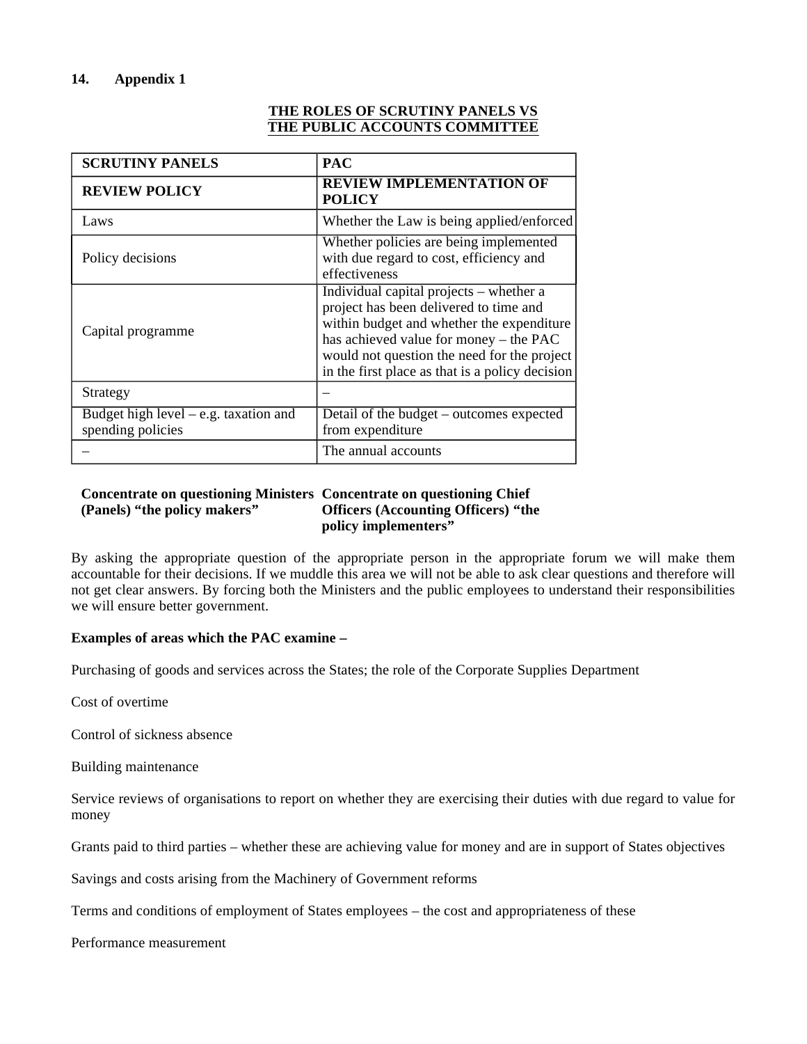## 14. Appendix 1

**THE ROLES OF SCRUTINY PANELS VS THE PUBLIC ACCOUNTS COMMITTEE**

| **SCRUTINY PANELS** | **PAC** |
|---|---|
| **REVIEW POLICY** | **REVIEW IMPLEMENTATION OF POLICY** |
| Laws | Whether the Law is being applied/enforced |
| Policy decisions | Whether policies are being implemented with due regard to cost, efficiency and effectiveness |
| Capital programme | Individual capital projects – whether a project has been delivered to time and within budget and whether the expenditure has achieved value for money – the PAC would not question the need for the project in the first place as that is a policy decision |
| Strategy | – |
| Budget high level – e.g. taxation and spending policies | Detail of the budget – outcomes expected from expenditure |
| – | The annual accounts |
| **Concentrate on questioning Ministers (Panels) "the policy makers"** | **Concentrate on questioning Chief Officers (Accounting Officers) "the policy implementers"** |

By asking the appropriate question of the appropriate person in the appropriate forum we will make them accountable for their decisions. If we muddle this area we will not be able to ask clear questions and therefore will not get clear answers. By forcing both the Ministers and the public employees to understand their responsibilities we will ensure better government.

**Examples of areas which the PAC examine –**

Purchasing of goods and services across the States; the role of the Corporate Supplies Department

Cost of overtime

Control of sickness absence

Building maintenance

Service reviews of organisations to report on whether they are exercising their duties with due regard to value for money

Grants paid to third parties – whether these are achieving value for money and are in support of States objectives

Savings and costs arising from the Machinery of Government reforms

Terms and conditions of employment of States employees – the cost and appropriateness of these

Performance measurement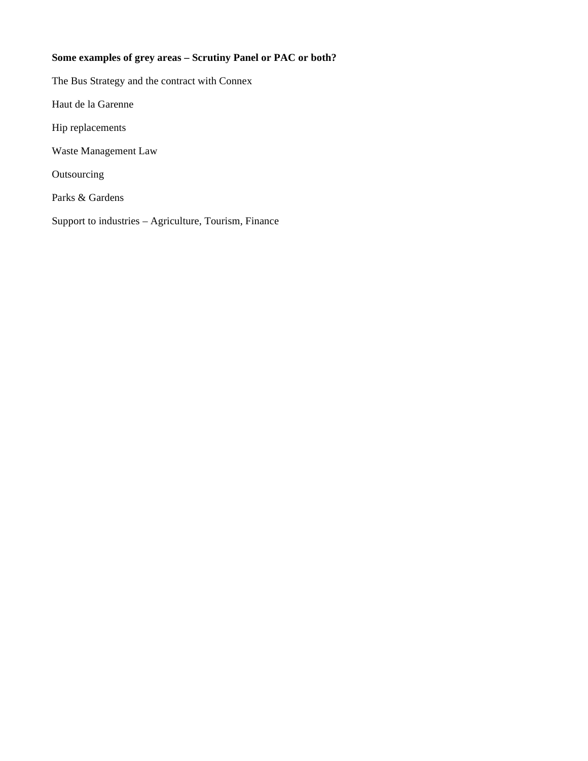**Some examples of grey areas – Scrutiny Panel or PAC or both?**

The Bus Strategy and the contract with Connex

Haut de la Garenne

Hip replacements

Waste Management Law

Outsourcing

Parks & Gardens

Support to industries – Agriculture, Tourism, Finance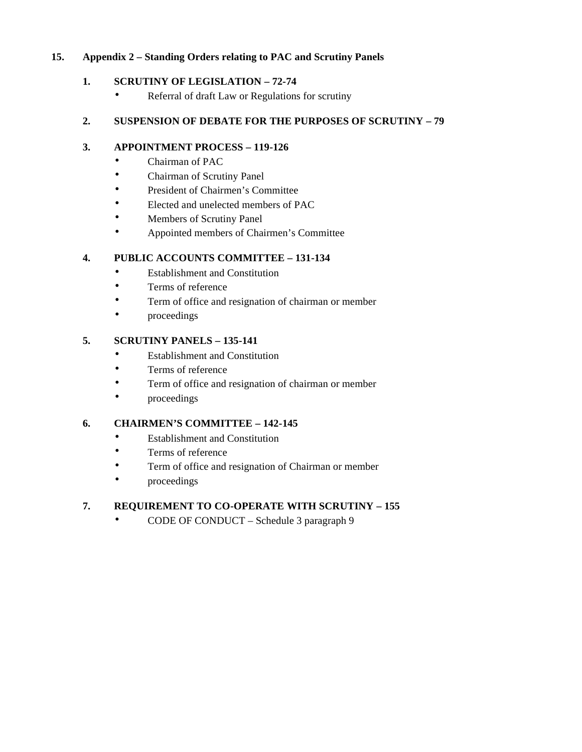## 15. Appendix 2 – Standing Orders relating to PAC and Scrutiny Panels

### 1. SCRUTINY OF LEGISLATION – 72-74

- Referral of draft Law or Regulations for scrutiny

### 2. SUSPENSION OF DEBATE FOR THE PURPOSES OF SCRUTINY – 79

### 3. APPOINTMENT PROCESS – 119-126

- Chairman of PAC
- Chairman of Scrutiny Panel
- President of Chairmen's Committee
- Elected and unelected members of PAC
- Members of Scrutiny Panel
- Appointed members of Chairmen's Committee

### 4. PUBLIC ACCOUNTS COMMITTEE – 131-134

- Establishment and Constitution
- Terms of reference
- Term of office and resignation of chairman or member
- proceedings

### 5. SCRUTINY PANELS – 135-141

- Establishment and Constitution
- Terms of reference
- Term of office and resignation of chairman or member
- proceedings

### 6. CHAIRMEN'S COMMITTEE – 142-145

- Establishment and Constitution
- Terms of reference
- Term of office and resignation of Chairman or member
- proceedings

### 7. REQUIREMENT TO CO-OPERATE WITH SCRUTINY – 155

- CODE OF CONDUCT – Schedule 3 paragraph 9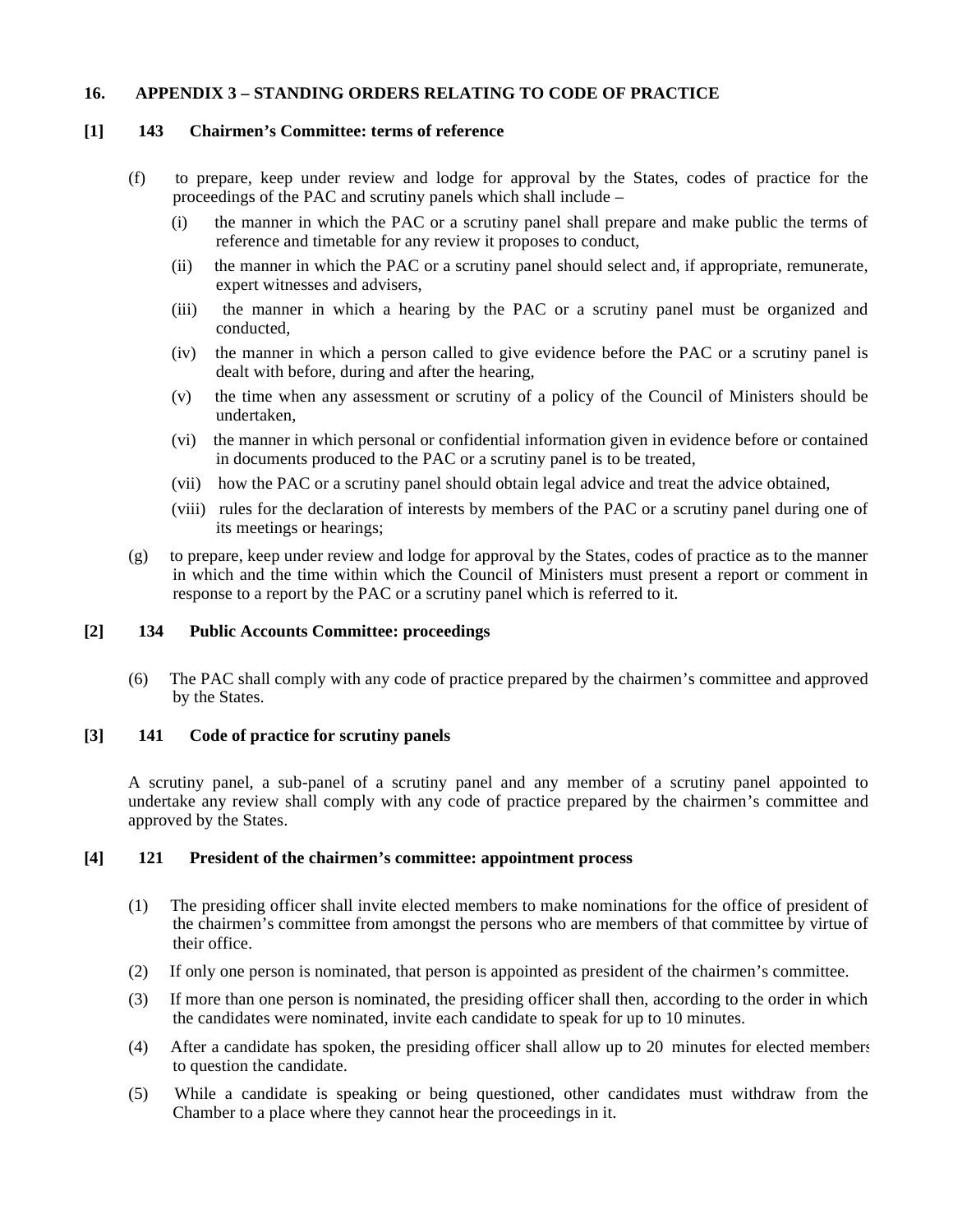## 16. APPENDIX 3 – STANDING ORDERS RELATING TO CODE OF PRACTICE

### [1] 143 Chairmen's Committee: terms of reference

(f) to prepare, keep under review and lodge for approval by the States, codes of practice for the proceedings of the PAC and scrutiny panels which shall include –

- (i) the manner in which the PAC or a scrutiny panel shall prepare and make public the terms of reference and timetable for any review it proposes to conduct,
- (ii) the manner in which the PAC or a scrutiny panel should select and, if appropriate, remunerate, expert witnesses and advisers,
- (iii) the manner in which a hearing by the PAC or a scrutiny panel must be organized and conducted,
- (iv) the manner in which a person called to give evidence before the PAC or a scrutiny panel is dealt with before, during and after the hearing,
- (v) the time when any assessment or scrutiny of a policy of the Council of Ministers should be undertaken,
- (vi) the manner in which personal or confidential information given in evidence before or contained in documents produced to the PAC or a scrutiny panel is to be treated,
- (vii) how the PAC or a scrutiny panel should obtain legal advice and treat the advice obtained,
- (viii) rules for the declaration of interests by members of the PAC or a scrutiny panel during one of its meetings or hearings;

(g) to prepare, keep under review and lodge for approval by the States, codes of practice as to the manner in which and the time within which the Council of Ministers must present a report or comment in response to a report by the PAC or a scrutiny panel which is referred to it.

### [2] 134 Public Accounts Committee: proceedings

(6) The PAC shall comply with any code of practice prepared by the chairmen's committee and approved by the States.

### [3] 141 Code of practice for scrutiny panels

A scrutiny panel, a sub-panel of a scrutiny panel and any member of a scrutiny panel appointed to undertake any review shall comply with any code of practice prepared by the chairmen's committee and approved by the States.

### [4] 121 President of the chairmen's committee: appointment process

(1) The presiding officer shall invite elected members to make nominations for the office of president of the chairmen's committee from amongst the persons who are members of that committee by virtue of their office.

(2) If only one person is nominated, that person is appointed as president of the chairmen's committee.

(3) If more than one person is nominated, the presiding officer shall then, according to the order in which the candidates were nominated, invite each candidate to speak for up to 10 minutes.

(4) After a candidate has spoken, the presiding officer shall allow up to 20 minutes for elected members to question the candidate.

(5) While a candidate is speaking or being questioned, other candidates must withdraw from the Chamber to a place where they cannot hear the proceedings in it.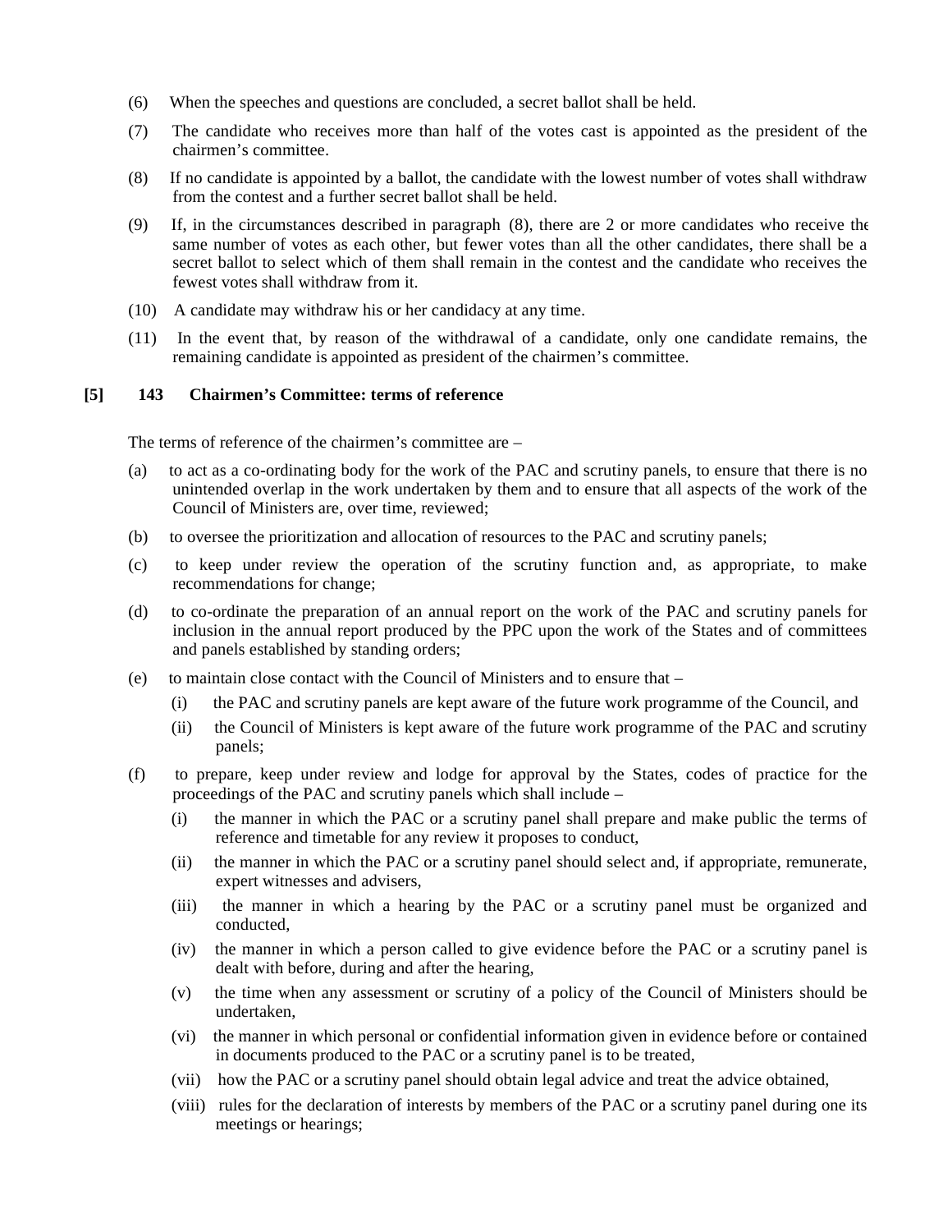(6) When the speeches and questions are concluded, a secret ballot shall be held.

(7) The candidate who receives more than half of the votes cast is appointed as the president of the chairmen's committee.

(8) If no candidate is appointed by a ballot, the candidate with the lowest number of votes shall withdraw from the contest and a further secret ballot shall be held.

(9) If, in the circumstances described in paragraph (8), there are 2 or more candidates who receive the same number of votes as each other, but fewer votes than all the other candidates, there shall be a secret ballot to select which of them shall remain in the contest and the candidate who receives the fewest votes shall withdraw from it.

(10) A candidate may withdraw his or her candidacy at any time.

(11) In the event that, by reason of the withdrawal of a candidate, only one candidate remains, the remaining candidate is appointed as president of the chairmen's committee.

**[5] 143 Chairmen's Committee: terms of reference**

The terms of reference of the chairmen's committee are –

(a) to act as a co-ordinating body for the work of the PAC and scrutiny panels, to ensure that there is no unintended overlap in the work undertaken by them and to ensure that all aspects of the work of the Council of Ministers are, over time, reviewed;

(b) to oversee the prioritization and allocation of resources to the PAC and scrutiny panels;

(c) to keep under review the operation of the scrutiny function and, as appropriate, to make recommendations for change;

(d) to co-ordinate the preparation of an annual report on the work of the PAC and scrutiny panels for inclusion in the annual report produced by the PPC upon the work of the States and of committees and panels established by standing orders;

(e) to maintain close contact with the Council of Ministers and to ensure that –

- (i) the PAC and scrutiny panels are kept aware of the future work programme of the Council, and
- (ii) the Council of Ministers is kept aware of the future work programme of the PAC and scrutiny panels;

(f) to prepare, keep under review and lodge for approval by the States, codes of practice for the proceedings of the PAC and scrutiny panels which shall include –

- (i) the manner in which the PAC or a scrutiny panel shall prepare and make public the terms of reference and timetable for any review it proposes to conduct,
- (ii) the manner in which the PAC or a scrutiny panel should select and, if appropriate, remunerate, expert witnesses and advisers,
- (iii) the manner in which a hearing by the PAC or a scrutiny panel must be organized and conducted,
- (iv) the manner in which a person called to give evidence before the PAC or a scrutiny panel is dealt with before, during and after the hearing,
- (v) the time when any assessment or scrutiny of a policy of the Council of Ministers should be undertaken,
- (vi) the manner in which personal or confidential information given in evidence before or contained in documents produced to the PAC or a scrutiny panel is to be treated,
- (vii) how the PAC or a scrutiny panel should obtain legal advice and treat the advice obtained,
- (viii) rules for the declaration of interests by members of the PAC or a scrutiny panel during one its meetings or hearings;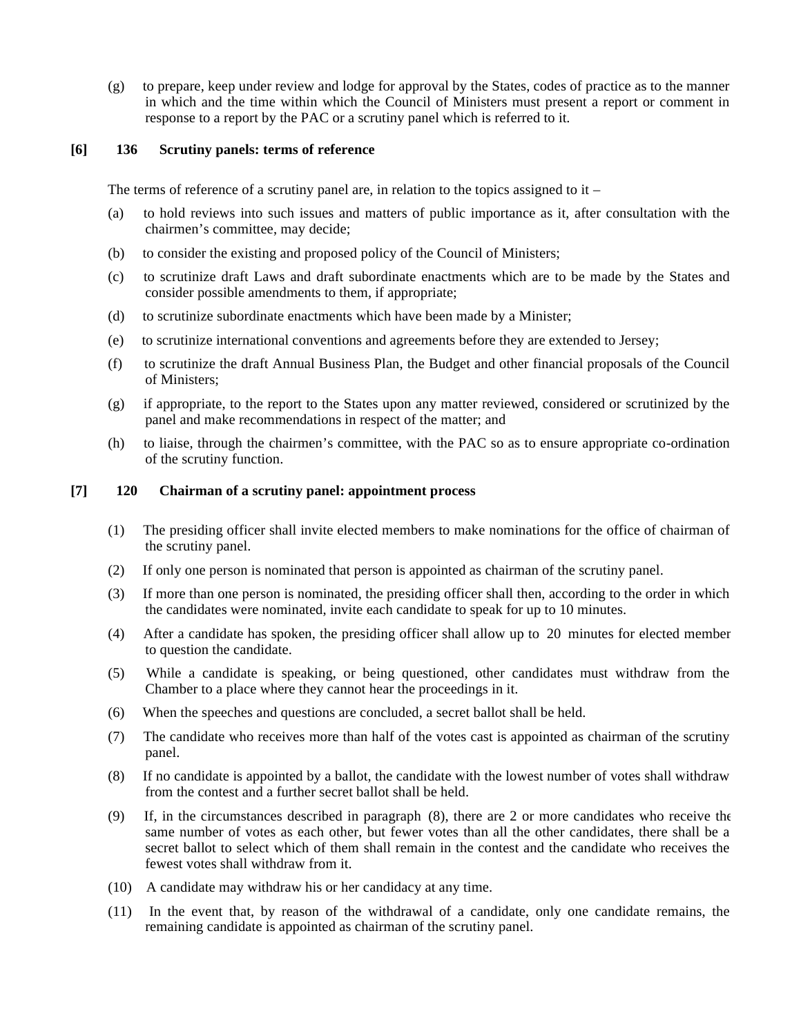(g) to prepare, keep under review and lodge for approval by the States, codes of practice as to the manner in which and the time within which the Council of Ministers must present a report or comment in response to a report by the PAC or a scrutiny panel which is referred to it.

**[6] 136 Scrutiny panels: terms of reference**

The terms of reference of a scrutiny panel are, in relation to the topics assigned to it –

(a) to hold reviews into such issues and matters of public importance as it, after consultation with the chairmen's committee, may decide;

(b) to consider the existing and proposed policy of the Council of Ministers;

(c) to scrutinize draft Laws and draft subordinate enactments which are to be made by the States and consider possible amendments to them, if appropriate;

(d) to scrutinize subordinate enactments which have been made by a Minister;

(e) to scrutinize international conventions and agreements before they are extended to Jersey;

(f) to scrutinize the draft Annual Business Plan, the Budget and other financial proposals of the Council of Ministers;

(g) if appropriate, to the report to the States upon any matter reviewed, considered or scrutinized by the panel and make recommendations in respect of the matter; and

(h) to liaise, through the chairmen's committee, with the PAC so as to ensure appropriate co-ordination of the scrutiny function.

**[7] 120 Chairman of a scrutiny panel: appointment process**

(1) The presiding officer shall invite elected members to make nominations for the office of chairman of the scrutiny panel.

(2) If only one person is nominated that person is appointed as chairman of the scrutiny panel.

(3) If more than one person is nominated, the presiding officer shall then, according to the order in which the candidates were nominated, invite each candidate to speak for up to 10 minutes.

(4) After a candidate has spoken, the presiding officer shall allow up to 20 minutes for elected member to question the candidate.

(5) While a candidate is speaking, or being questioned, other candidates must withdraw from the Chamber to a place where they cannot hear the proceedings in it.

(6) When the speeches and questions are concluded, a secret ballot shall be held.

(7) The candidate who receives more than half of the votes cast is appointed as chairman of the scrutiny panel.

(8) If no candidate is appointed by a ballot, the candidate with the lowest number of votes shall withdraw from the contest and a further secret ballot shall be held.

(9) If, in the circumstances described in paragraph (8), there are 2 or more candidates who receive the same number of votes as each other, but fewer votes than all the other candidates, there shall be a secret ballot to select which of them shall remain in the contest and the candidate who receives the fewest votes shall withdraw from it.

(10) A candidate may withdraw his or her candidacy at any time.

(11) In the event that, by reason of the withdrawal of a candidate, only one candidate remains, the remaining candidate is appointed as chairman of the scrutiny panel.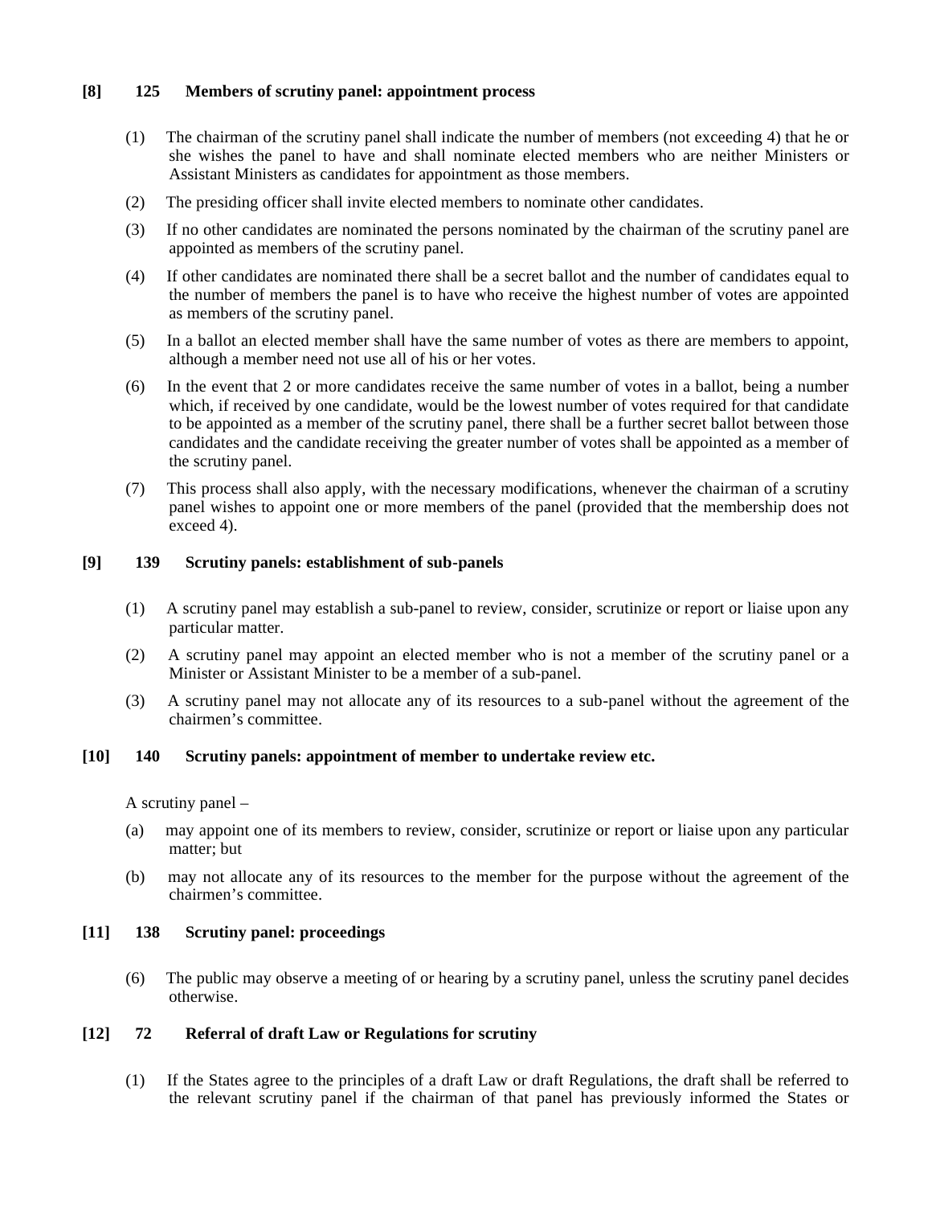**[8] 125 Members of scrutiny panel: appointment process**

(1) The chairman of the scrutiny panel shall indicate the number of members (not exceeding 4) that he or she wishes the panel to have and shall nominate elected members who are neither Ministers or Assistant Ministers as candidates for appointment as those members.

(2) The presiding officer shall invite elected members to nominate other candidates.

(3) If no other candidates are nominated the persons nominated by the chairman of the scrutiny panel are appointed as members of the scrutiny panel.

(4) If other candidates are nominated there shall be a secret ballot and the number of candidates equal to the number of members the panel is to have who receive the highest number of votes are appointed as members of the scrutiny panel.

(5) In a ballot an elected member shall have the same number of votes as there are members to appoint, although a member need not use all of his or her votes.

(6) In the event that 2 or more candidates receive the same number of votes in a ballot, being a number which, if received by one candidate, would be the lowest number of votes required for that candidate to be appointed as a member of the scrutiny panel, there shall be a further secret ballot between those candidates and the candidate receiving the greater number of votes shall be appointed as a member of the scrutiny panel.

(7) This process shall also apply, with the necessary modifications, whenever the chairman of a scrutiny panel wishes to appoint one or more members of the panel (provided that the membership does not exceed 4).

**[9] 139 Scrutiny panels: establishment of sub-panels**

(1) A scrutiny panel may establish a sub-panel to review, consider, scrutinize or report or liaise upon any particular matter.

(2) A scrutiny panel may appoint an elected member who is not a member of the scrutiny panel or a Minister or Assistant Minister to be a member of a sub-panel.

(3) A scrutiny panel may not allocate any of its resources to a sub-panel without the agreement of the chairmen's committee.

**[10] 140 Scrutiny panels: appointment of member to undertake review etc.**

A scrutiny panel –

(a) may appoint one of its members to review, consider, scrutinize or report or liaise upon any particular matter; but

(b) may not allocate any of its resources to the member for the purpose without the agreement of the chairmen's committee.

**[11] 138 Scrutiny panel: proceedings**

(6) The public may observe a meeting of or hearing by a scrutiny panel, unless the scrutiny panel decides otherwise.

**[12] 72 Referral of draft Law or Regulations for scrutiny**

(1) If the States agree to the principles of a draft Law or draft Regulations, the draft shall be referred to the relevant scrutiny panel if the chairman of that panel has previously informed the States or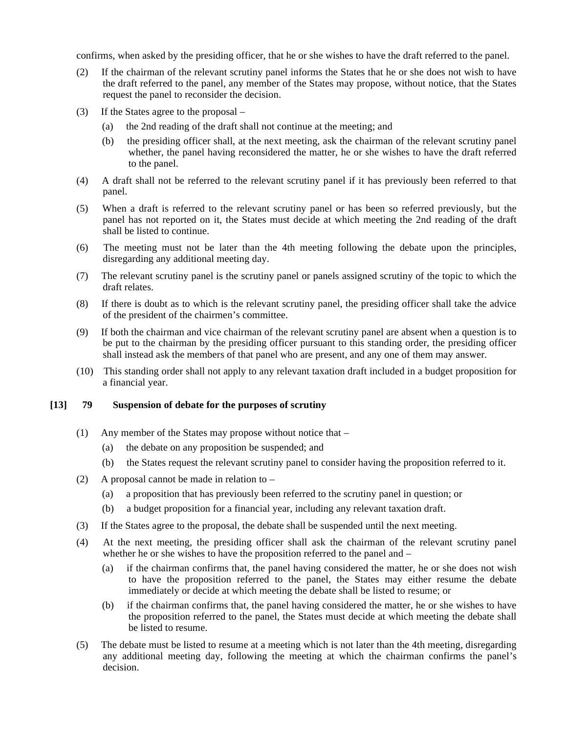confirms, when asked by the presiding officer, that he or she wishes to have the draft referred to the panel.

(2) If the chairman of the relevant scrutiny panel informs the States that he or she does not wish to have the draft referred to the panel, any member of the States may propose, without notice, that the States request the panel to reconsider the decision.

(3) If the States agree to the proposal –

(a) the 2nd reading of the draft shall not continue at the meeting; and

(b) the presiding officer shall, at the next meeting, ask the chairman of the relevant scrutiny panel whether, the panel having reconsidered the matter, he or she wishes to have the draft referred to the panel.

(4) A draft shall not be referred to the relevant scrutiny panel if it has previously been referred to that panel.

(5) When a draft is referred to the relevant scrutiny panel or has been so referred previously, but the panel has not reported on it, the States must decide at which meeting the 2nd reading of the draft shall be listed to continue.

(6) The meeting must not be later than the 4th meeting following the debate upon the principles, disregarding any additional meeting day.

(7) The relevant scrutiny panel is the scrutiny panel or panels assigned scrutiny of the topic to which the draft relates.

(8) If there is doubt as to which is the relevant scrutiny panel, the presiding officer shall take the advice of the president of the chairmen's committee.

(9) If both the chairman and vice chairman of the relevant scrutiny panel are absent when a question is to be put to the chairman by the presiding officer pursuant to this standing order, the presiding officer shall instead ask the members of that panel who are present, and any one of them may answer.

(10) This standing order shall not apply to any relevant taxation draft included in a budget proposition for a financial year.

### [13] 79 Suspension of debate for the purposes of scrutiny

(1) Any member of the States may propose without notice that –

(a) the debate on any proposition be suspended; and

(b) the States request the relevant scrutiny panel to consider having the proposition referred to it.

(2) A proposal cannot be made in relation to –

(a) a proposition that has previously been referred to the scrutiny panel in question; or

(b) a budget proposition for a financial year, including any relevant taxation draft.

(3) If the States agree to the proposal, the debate shall be suspended until the next meeting.

(4) At the next meeting, the presiding officer shall ask the chairman of the relevant scrutiny panel whether he or she wishes to have the proposition referred to the panel and –

(a) if the chairman confirms that, the panel having considered the matter, he or she does not wish to have the proposition referred to the panel, the States may either resume the debate immediately or decide at which meeting the debate shall be listed to resume; or

(b) if the chairman confirms that, the panel having considered the matter, he or she wishes to have the proposition referred to the panel, the States must decide at which meeting the debate shall be listed to resume.

(5) The debate must be listed to resume at a meeting which is not later than the 4th meeting, disregarding any additional meeting day, following the meeting at which the chairman confirms the panel's decision.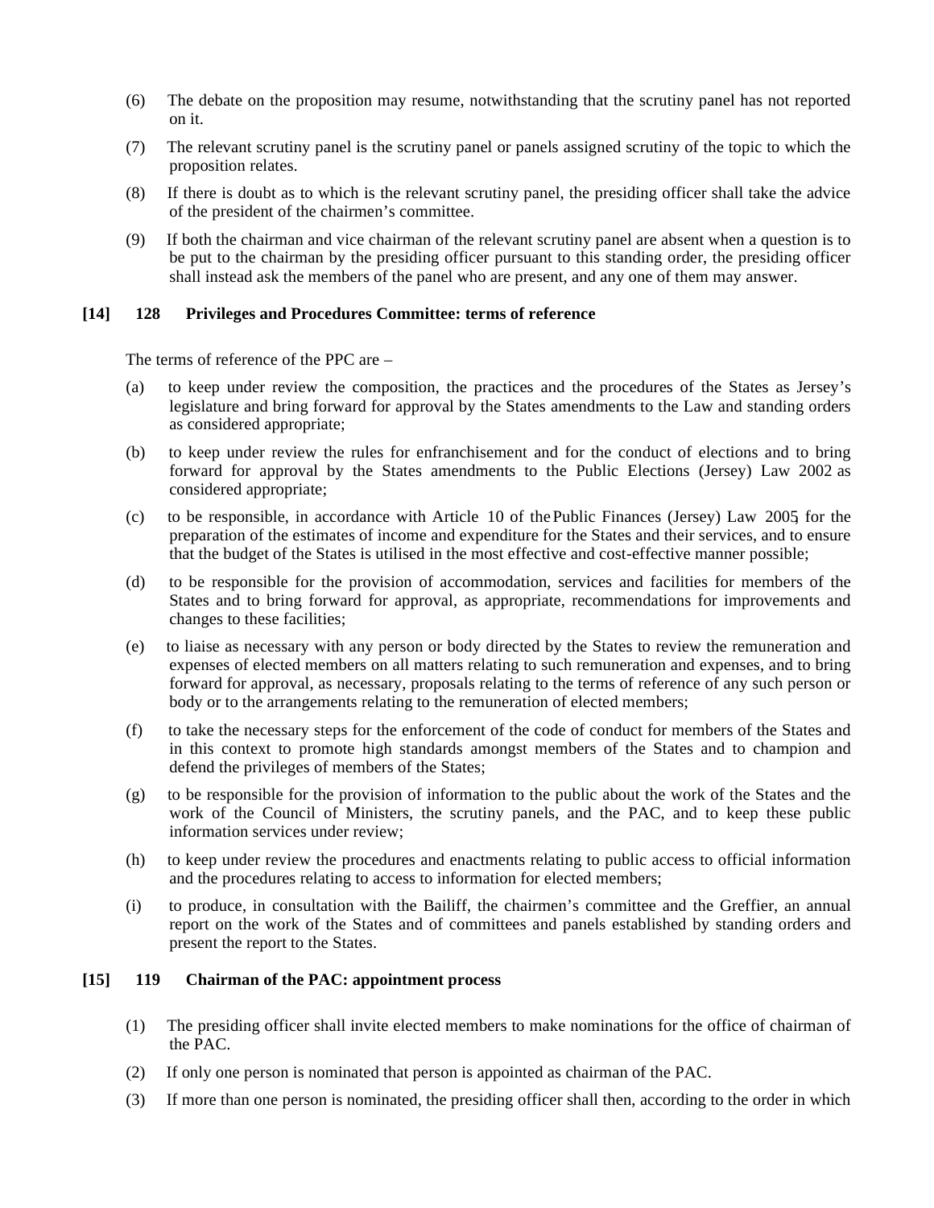(6) The debate on the proposition may resume, notwithstanding that the scrutiny panel has not reported on it.

(7) The relevant scrutiny panel is the scrutiny panel or panels assigned scrutiny of the topic to which the proposition relates.

(8) If there is doubt as to which is the relevant scrutiny panel, the presiding officer shall take the advice of the president of the chairmen's committee.

(9) If both the chairman and vice chairman of the relevant scrutiny panel are absent when a question is to be put to the chairman by the presiding officer pursuant to this standing order, the presiding officer shall instead ask the members of the panel who are present, and any one of them may answer.

**[14] 128 Privileges and Procedures Committee: terms of reference**

The terms of reference of the PPC are –

(a) to keep under review the composition, the practices and the procedures of the States as Jersey's legislature and bring forward for approval by the States amendments to the Law and standing orders as considered appropriate;

(b) to keep under review the rules for enfranchisement and for the conduct of elections and to bring forward for approval by the States amendments to the Public Elections (Jersey) Law 2002 as considered appropriate;

(c) to be responsible, in accordance with Article 10 of the Public Finances (Jersey) Law 2005, for the preparation of the estimates of income and expenditure for the States and their services, and to ensure that the budget of the States is utilised in the most effective and cost-effective manner possible;

(d) to be responsible for the provision of accommodation, services and facilities for members of the States and to bring forward for approval, as appropriate, recommendations for improvements and changes to these facilities;

(e) to liaise as necessary with any person or body directed by the States to review the remuneration and expenses of elected members on all matters relating to such remuneration and expenses, and to bring forward for approval, as necessary, proposals relating to the terms of reference of any such person or body or to the arrangements relating to the remuneration of elected members;

(f) to take the necessary steps for the enforcement of the code of conduct for members of the States and in this context to promote high standards amongst members of the States and to champion and defend the privileges of members of the States;

(g) to be responsible for the provision of information to the public about the work of the States and the work of the Council of Ministers, the scrutiny panels, and the PAC, and to keep these public information services under review;

(h) to keep under review the procedures and enactments relating to public access to official information and the procedures relating to access to information for elected members;

(i) to produce, in consultation with the Bailiff, the chairmen's committee and the Greffier, an annual report on the work of the States and of committees and panels established by standing orders and present the report to the States.

**[15] 119 Chairman of the PAC: appointment process**

(1) The presiding officer shall invite elected members to make nominations for the office of chairman of the PAC.

(2) If only one person is nominated that person is appointed as chairman of the PAC.

(3) If more than one person is nominated, the presiding officer shall then, according to the order in which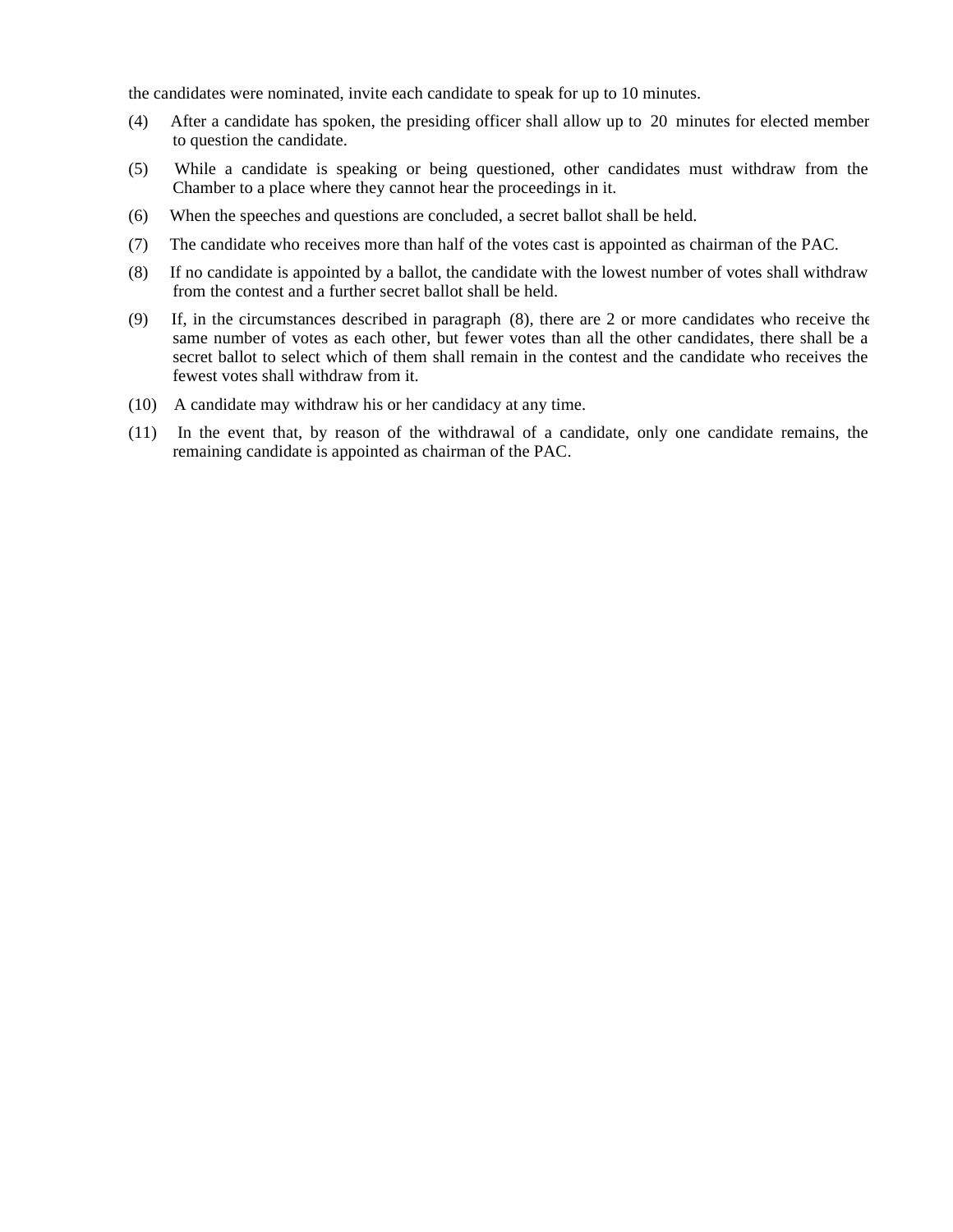the candidates were nominated, invite each candidate to speak for up to 10 minutes.

(4) After a candidate has spoken, the presiding officer shall allow up to 20 minutes for elected member to question the candidate.

(5) While a candidate is speaking or being questioned, other candidates must withdraw from the Chamber to a place where they cannot hear the proceedings in it.

(6) When the speeches and questions are concluded, a secret ballot shall be held.

(7) The candidate who receives more than half of the votes cast is appointed as chairman of the PAC.

(8) If no candidate is appointed by a ballot, the candidate with the lowest number of votes shall withdraw from the contest and a further secret ballot shall be held.

(9) If, in the circumstances described in paragraph (8), there are 2 or more candidates who receive the same number of votes as each other, but fewer votes than all the other candidates, there shall be a secret ballot to select which of them shall remain in the contest and the candidate who receives the fewest votes shall withdraw from it.

(10) A candidate may withdraw his or her candidacy at any time.

(11) In the event that, by reason of the withdrawal of a candidate, only one candidate remains, the remaining candidate is appointed as chairman of the PAC.